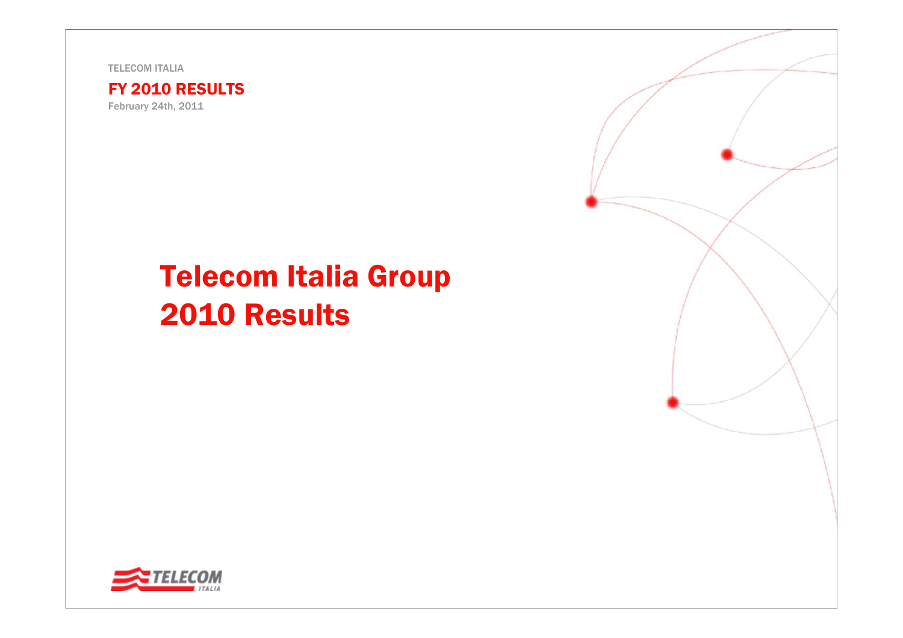TELECOM ITALIA

**FY 2010 RESULTS**

February 24th, 2011

# Telecom Italia Group
# 2010 Results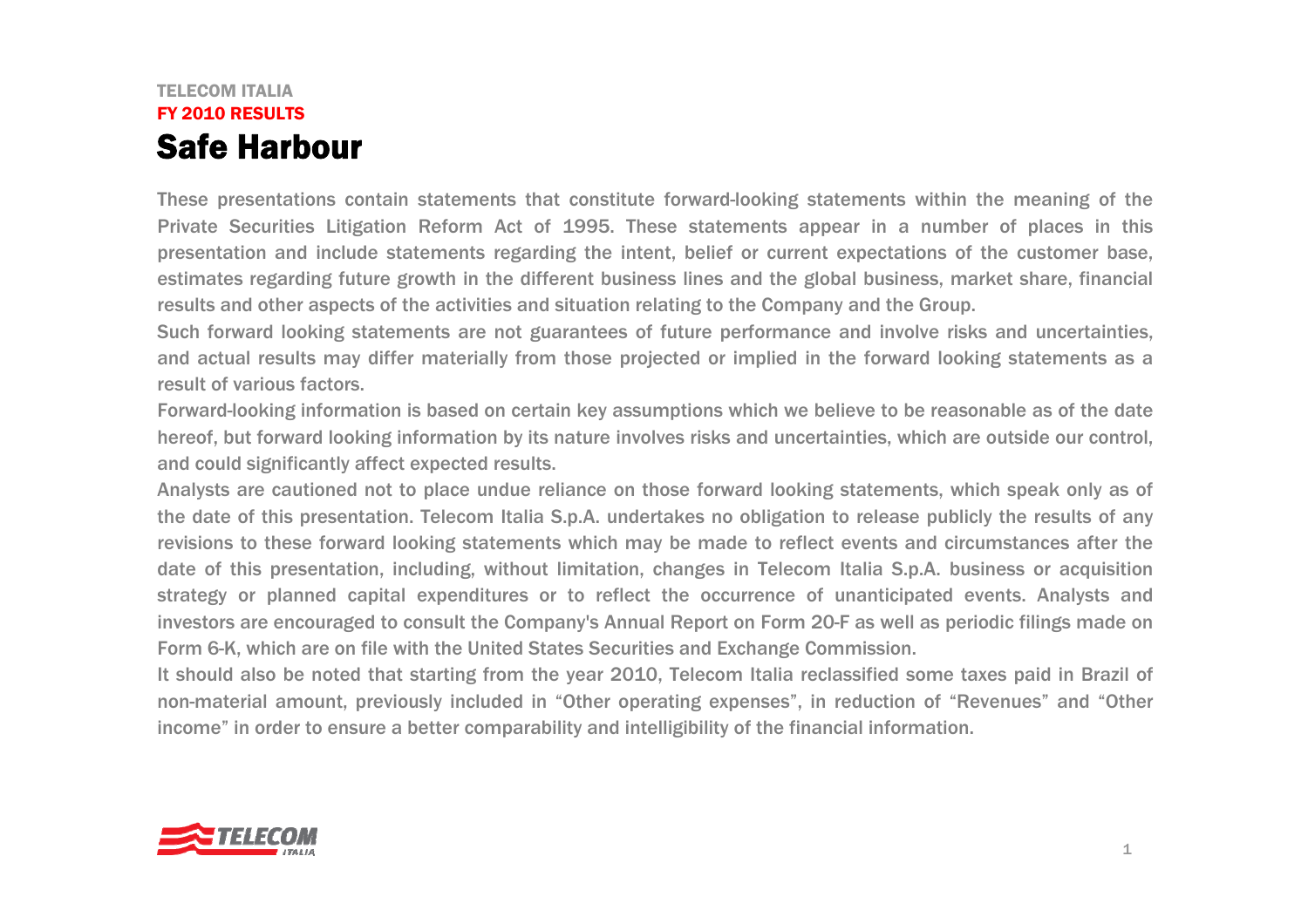TELECOM ITALIA

FY 2010 RESULTS

# Safe Harbour

These presentations contain statements that constitute forward-looking statements within the meaning of the Private Securities Litigation Reform Act of 1995. These statements appear in a number of places in this presentation and include statements regarding the intent, belief or current expectations of the customer base, estimates regarding future growth in the different business lines and the global business, market share, financial results and other aspects of the activities and situation relating to the Company and the Group.

Such forward looking statements are not guarantees of future performance and involve risks and uncertainties, and actual results may differ materially from those projected or implied in the forward looking statements as a result of various factors.

Forward-looking information is based on certain key assumptions which we believe to be reasonable as of the date hereof, but forward looking information by its nature involves risks and uncertainties, which are outside our control, and could significantly affect expected results.

Analysts are cautioned not to place undue reliance on those forward looking statements, which speak only as of the date of this presentation. Telecom Italia S.p.A. undertakes no obligation to release publicly the results of any revisions to these forward looking statements which may be made to reflect events and circumstances after the date of this presentation, including, without limitation, changes in Telecom Italia S.p.A. business or acquisition strategy or planned capital expenditures or to reflect the occurrence of unanticipated events. Analysts and investors are encouraged to consult the Company's Annual Report on Form 20-F as well as periodic filings made on Form 6-K, which are on file with the United States Securities and Exchange Commission.

It should also be noted that starting from the year 2010, Telecom Italia reclassified some taxes paid in Brazil of non-material amount, previously included in "Other operating expenses", in reduction of "Revenues" and "Other income" in order to ensure a better comparability and intelligibility of the financial information.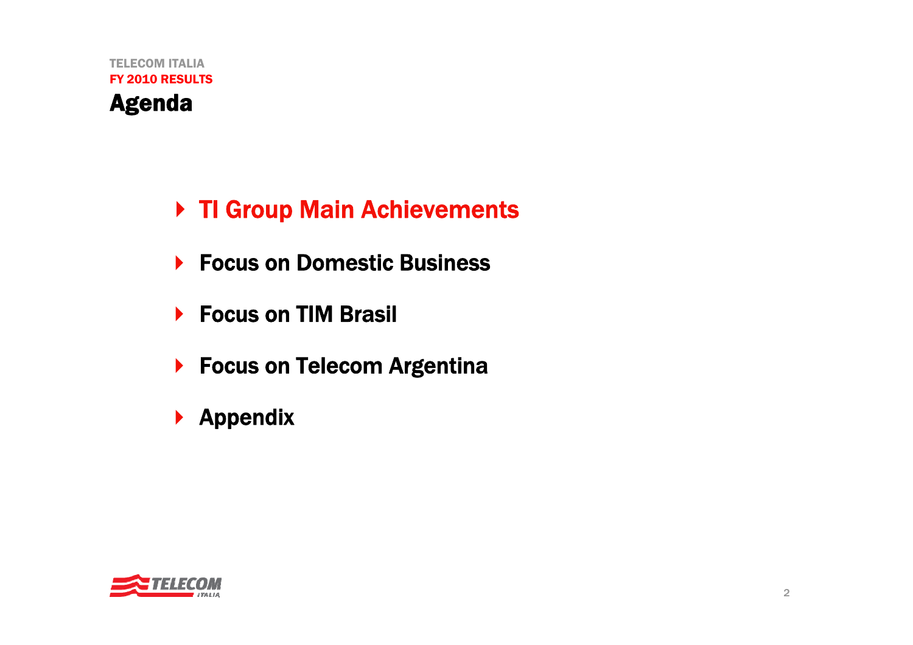TELECOM ITALIA

FY 2010 RESULTS

# Agenda

- TI Group Main Achievements
- Focus on Domestic Business
- Focus on TIM Brasil
- Focus on Telecom Argentina
- Appendix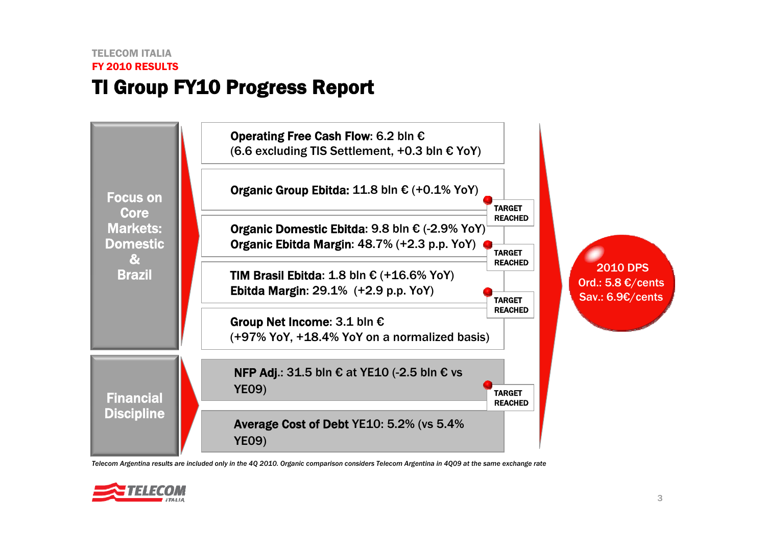TELECOM ITALIA

FY 2010 RESULTS

# TI Group FY10 Progress Report

## Focus on Core Markets: Domestic & Brazil

**Operating Free Cash Flow**: 6.2 bln €
(6.6 excluding TIS Settlement, +0.3 bln € YoY)

**Organic Group Ebitda:** 11.8 bln € (+0.1% YoY)

TARGET REACHED

**Organic Domestic Ebitda**: 9.8 bln € (-2.9% YoY)
**Organic Ebitda Margin**: 48.7% (+2.3 p.p. YoY)

TARGET REACHED

**TIM Brasil Ebitda**: 1.8 bln € (+16.6% YoY)
**Ebitda Margin**: 29.1% (+2.9 p.p. YoY)

TARGET REACHED

**Group Net Income**: 3.1 bln €
(+97% YoY, +18.4% YoY on a normalized basis)

## Financial Discipline

**NFP Adj.**: 31.5 bln € at YE10 (-2.5 bln € vs YE09)

TARGET REACHED

**Average Cost of Debt** YE10: 5.2% (vs 5.4% YE09)

**2010 DPS**
Ord.: 5.8 €/cents
Sav.: 6.9€/cents

*Telecom Argentina results are included only in the 4Q 2010. Organic comparison considers Telecom Argentina in 4Q09 at the same exchange rate*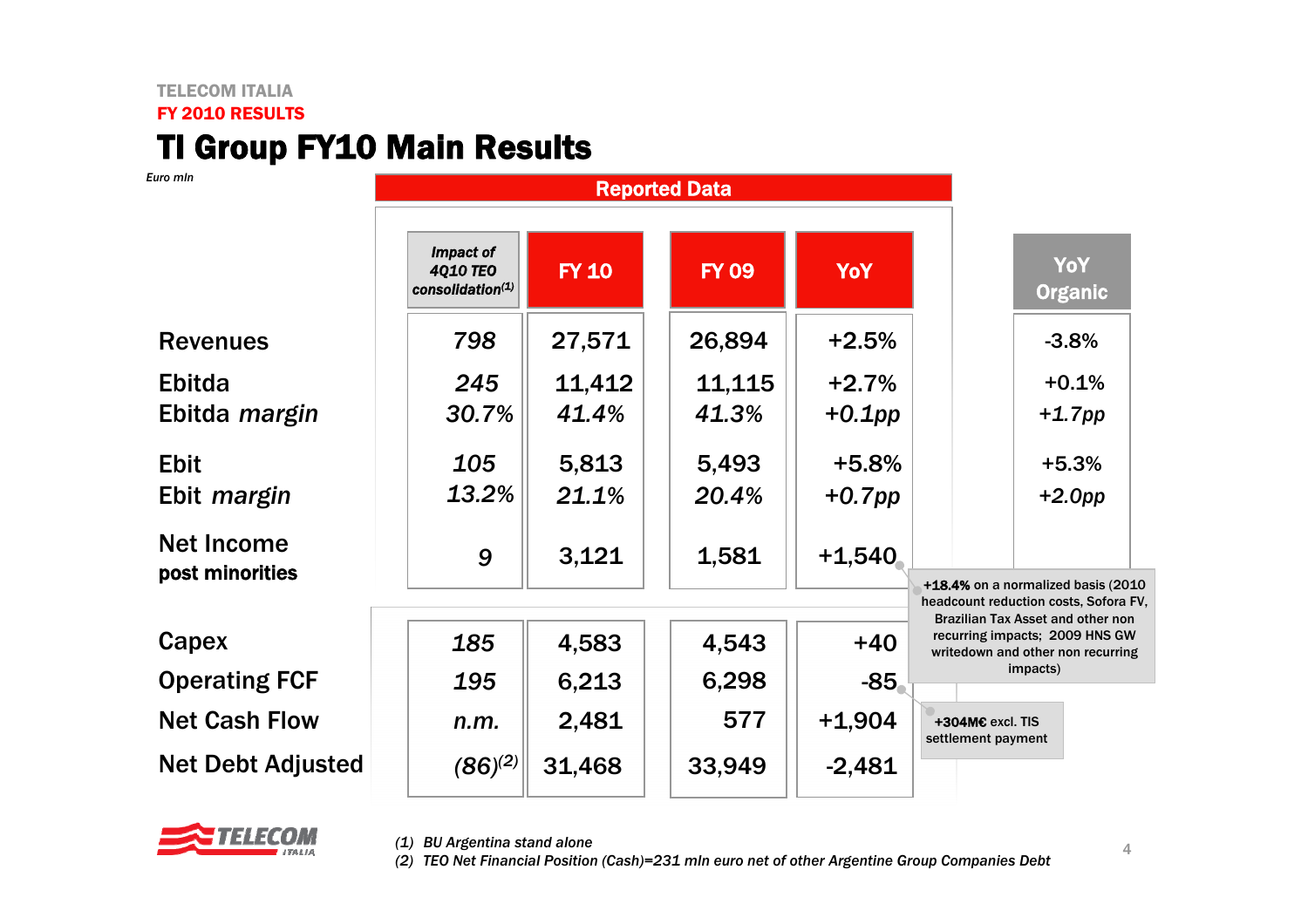TELECOM ITALIA

FY 2010 RESULTS

# TI Group FY10 Main Results

*Euro mln*

| | Reported Data | | | | |
|---|---|---|---|---|---|
| | *Impact of 4Q10 TEO consolidation*[1] | FY 10 | FY 09 | YoY | YoY Organic |
| Revenues | *798* | 27,571 | 26,894 | +2.5% | -3.8% |
| Ebitda | *245* | 11,412 | 11,115 | +2.7% | +0.1% |
| Ebitda *margin* | *30.7%* | *41.4%* | *41.3%* | *+0.1pp* | *+1.7pp* |
| Ebit | *105* | 5,813 | 5,493 | +5.8% | +5.3% |
| Ebit *margin* | *13.2%* | *21.1%* | *20.4%* | *+0.7pp* | *+2.0pp* |
| Net Income post minorities | *9* | 3,121 | 1,581 | +1,540 | |
| Capex | *185* | 4,583 | 4,543 | +40 | |
| Operating FCF | *195* | 6,213 | 6,298 | -85 | |
| Net Cash Flow | *n.m.* | 2,481 | 577 | +1,904 | |
| Net Debt Adjusted | *(86)*[2] | 31,468 | 33,949 | -2,481 | |

Net Income YoY: **+18.4%** on a normalized basis (2010 headcount reduction costs, Sofora FV, Brazilian Tax Asset and other non recurring impacts; 2009 HNS GW writedown and other non recurring impacts)

Operating FCF YoY: **+304M€** excl. TIS settlement payment

*(1) BU Argentina stand alone*

*(2) TEO Net Financial Position (Cash)=231 mln euro net of other Argentine Group Companies Debt*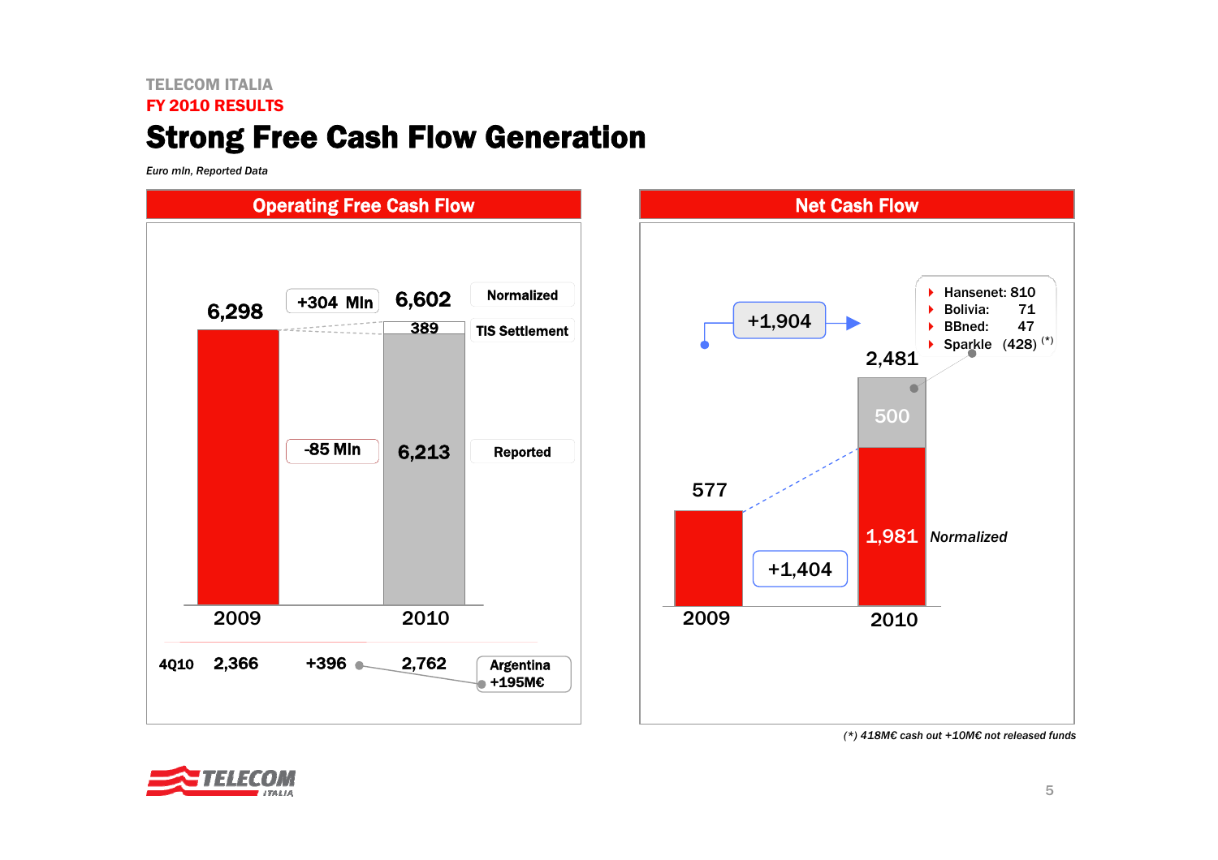TELECOM ITALIA

FY 2010 RESULTS

# Strong Free Cash Flow Generation

*Euro mln, Reported Data*

## Operating Free Cash Flow

| | 2009 | Change | 2010 |
|---|---|---|---|
| Normalized | 6,298 | +304 Mln | 6,602 |
| TIS Settlement | | | 389 |
| Reported | 6,298 | -85 Mln | 6,213 |
| 4Q10 | 2,366 | +396 | 2,762 |

Argentina +195M€

## Net Cash Flow

| | 2009 | Change | 2010 |
|---|---|---|---|
| Total | 577 | +1,904 | 2,481 |
| Disposals | | | 500 |
| Normalized | 577 | +1,404 | 1,981 |

- Hansenet: 810
- Bolivia: 71
- BBned: 47
- Sparkle (428) (*)

*(*) 418M€ cash out +10M€ not released funds*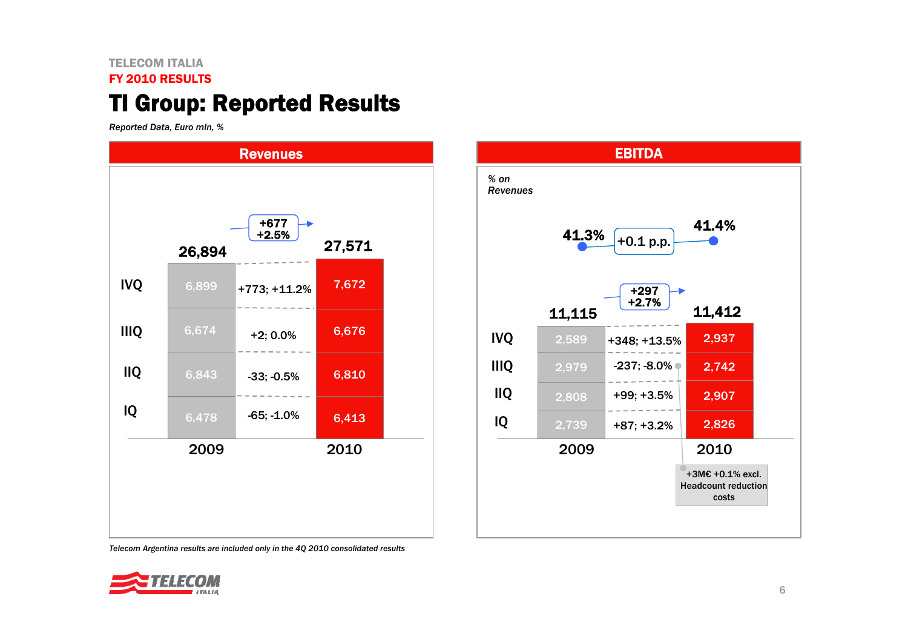TELECOM ITALIA
**FY 2010 RESULTS**

# TI Group: Reported Results

*Reported Data, Euro mln, %*

## Revenues

| | 2009 | Change | 2010 |
|---|---|---|---|
| IVQ | 6,899 | +773; +11.2% | 7,672 |
| IIIQ | 6,674 | +2; 0.0% | 6,676 |
| IIQ | 6,843 | -33; -0.5% | 6,810 |
| IQ | 6,478 | -65; -1.0% | 6,413 |
| **Total** | **26,894** | **+677; +2.5%** | **27,571** |

## EBITDA

*% on Revenues*: 41.3% (2009) → 41.4% (2010), +0.1 p.p.

| | 2009 | Change | 2010 |
|---|---|---|---|
| IVQ | 2,589 | +348; +13.5% | 2,937 |
| IIIQ | 2,979 | -237; -8.0% | 2,742 |
| IIQ | 2,808 | +99; +3.5% | 2,907 |
| IQ | 2,739 | +87; +3.2% | 2,826 |
| **Total** | **11,115** | **+297; +2.7%** | **11,412** |

IIIQ: +3M€ +0.1% excl. Headcount reduction costs

*Telecom Argentina results are included only in the 4Q 2010 consolidated results*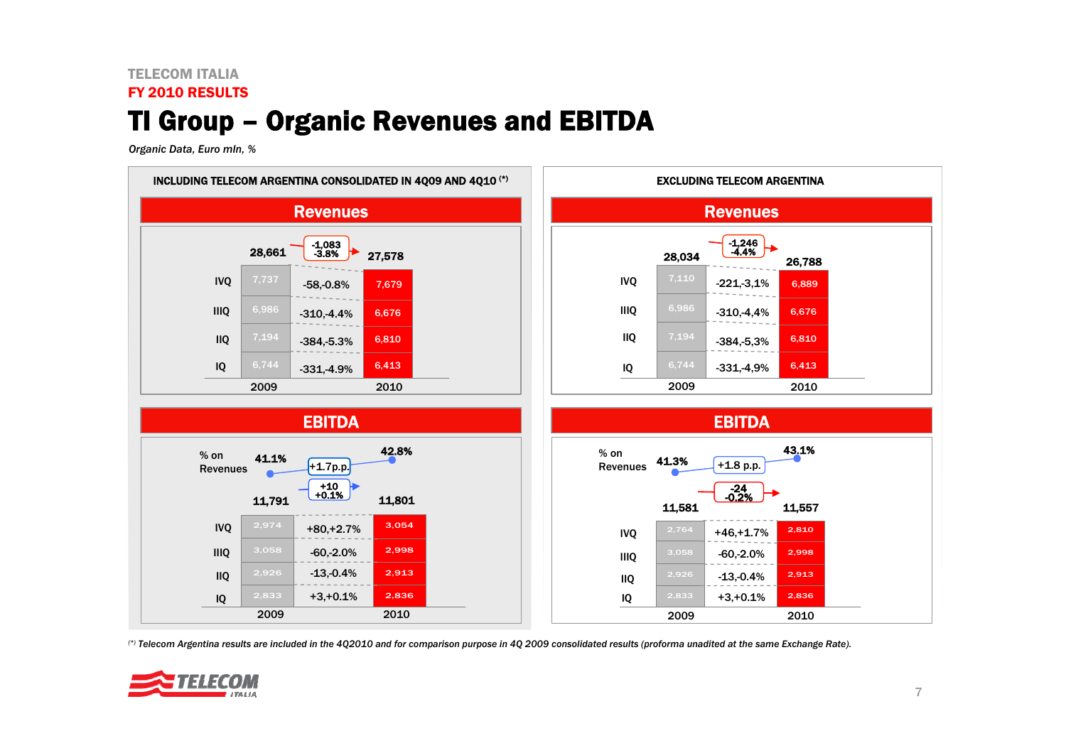TELECOM ITALIA

FY 2010 RESULTS

# TI Group – Organic Revenues and EBITDA

*Organic Data, Euro mln, %*

## INCLUDING TELECOM ARGENTINA CONSOLIDATED IN 4Q09 AND 4Q10 [*]

### Revenues

| | 2009 | Change | 2010 |
|---|---|---|---|
| **Total** | 28,661 | -1,083 / -3.8% | 27,578 |
| IVQ | 7,737 | -58,-0.8% | 7,679 |
| IIIQ | 6,986 | -310,-4.4% | 6,676 |
| IIQ | 7,194 | -384,-5.3% | 6,810 |
| IQ | 6,744 | -331,-4.9% | 6,413 |

### EBITDA

| | 2009 | Change | 2010 |
|---|---|---|---|
| % on Revenues | 41.1% | +1.7p.p. | 42.8% |
| **Total** | 11,791 | +10 / +0.1% | 11,801 |
| IVQ | 2,974 | +80,+2.7% | 3,054 |
| IIIQ | 3,058 | -60,-2.0% | 2,998 |
| IIQ | 2,926 | -13,-0.4% | 2,913 |
| IQ | 2,833 | +3,+0.1% | 2,836 |

## EXCLUDING TELECOM ARGENTINA

### Revenues

| | 2009 | Change | 2010 |
|---|---|---|---|
| **Total** | 28,034 | -1,246 / -4.4% | 26,788 |
| IVQ | 7,110 | -221,-3,1% | 6,889 |
| IIIQ | 6,986 | -310,-4,4% | 6,676 |
| IIQ | 7,194 | -384,-5,3% | 6,810 |
| IQ | 6,744 | -331,-4,9% | 6,413 |

### EBITDA

| | 2009 | Change | 2010 |
|---|---|---|---|
| % on Revenues | 41.3% | +1.8 p.p. | 43.1% |
| **Total** | 11,581 | -24 / -0.2% | 11,557 |
| IVQ | 2,764 | +46,+1.7% | 2,810 |
| IIIQ | 3,058 | -60,-2.0% | 2,998 |
| IIQ | 2,926 | -13,-0.4% | 2,913 |
| IQ | 2,833 | +3,+0.1% | 2,836 |

*[*] Telecom Argentina results are included in the 4Q2010 and for comparison purpose in 4Q 2009 consolidated results (proforma unadited at the same Exchange Rate).*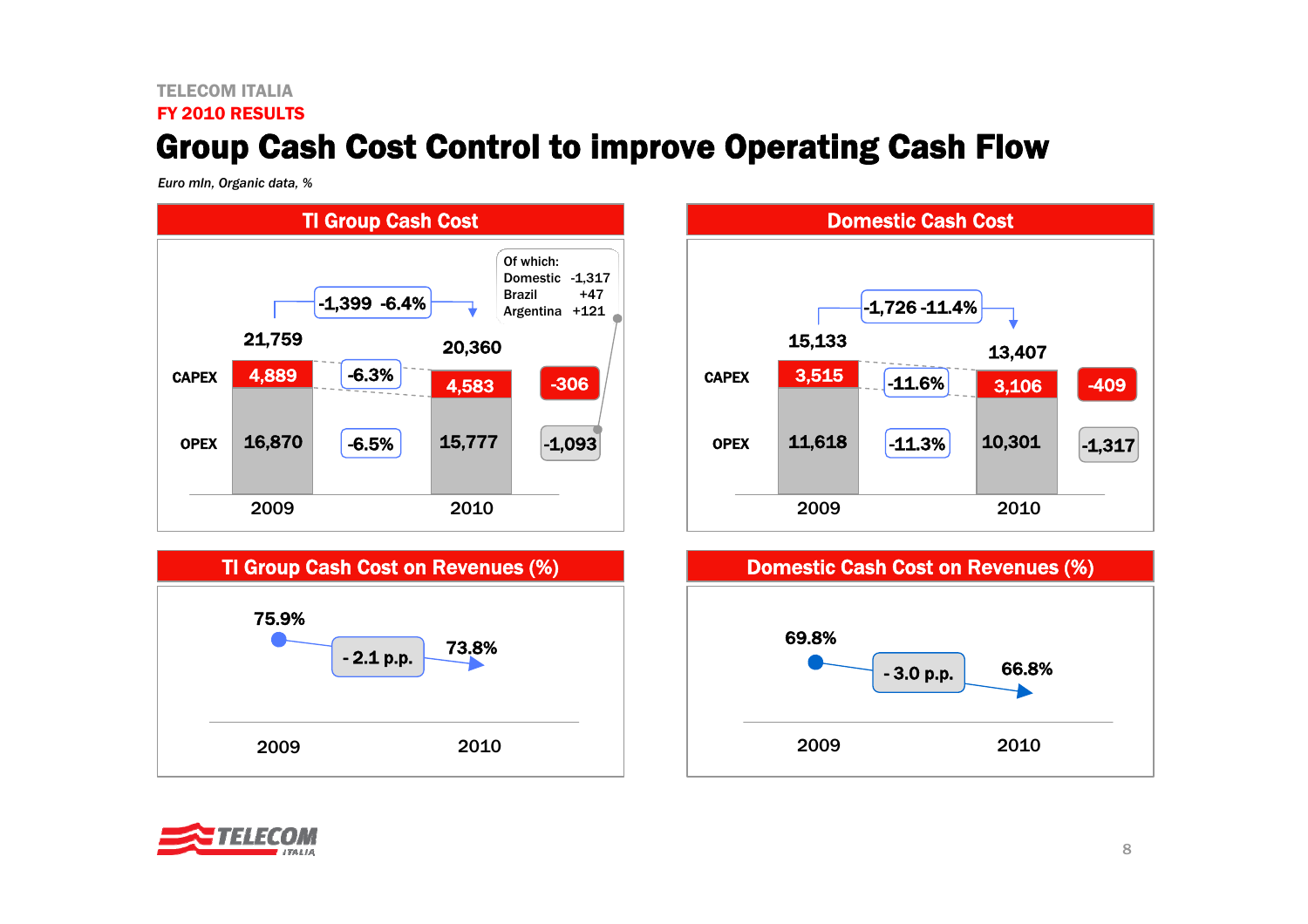# Group Cash Cost Control to improve Operating Cash Flow

*Euro mln, Organic data, %*

## TI Group Cash Cost

| | 2009 | Change % | 2010 | Change |
|---|---|---|---|---|
| Total | 21,759 | -6.4% | 20,360 | -1,399 |
| CAPEX | 4,889 | -6.3% | 4,583 | -306 |
| OPEX | 16,870 | -6.5% | 15,777 | -1,093 |

Of which:
- Domestic -1,317
- Brazil +47
- Argentina +121

## Domestic Cash Cost

| | 2009 | Change % | 2010 | Change |
|---|---|---|---|---|
| Total | 15,133 | -11.4% | 13,407 | -1,726 |
| CAPEX | 3,515 | -11.6% | 3,106 | -409 |
| OPEX | 11,618 | -11.3% | 10,301 | -1,317 |

## TI Group Cash Cost on Revenues (%)

| 2009 | Change | 2010 |
|---|---|---|
| 75.9% | - 2.1 p.p. | 73.8% |

## Domestic Cash Cost on Revenues (%)

| 2009 | Change | 2010 |
|---|---|---|
| 69.8% | - 3.0 p.p. | 66.8% |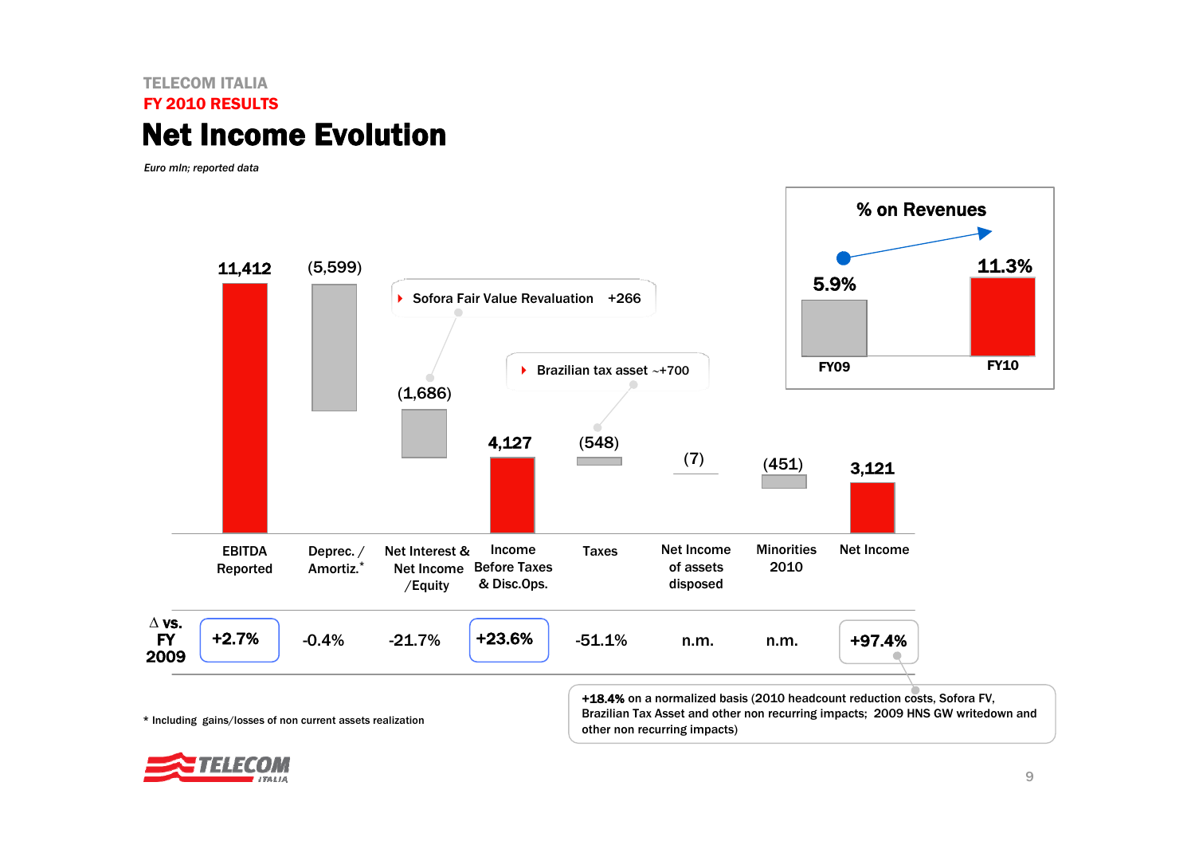TELECOM ITALIA

FY 2010 RESULTS

# Net Income Evolution

*Euro mln; reported data*

| | EBITDA Reported | Deprec. / Amortiz.* | Net Interest & Net Income /Equity | Income Before Taxes & Disc.Ops. | Taxes | Net Income of assets disposed | Minorities 2010 | Net Income |
|---|---|---|---|---|---|---|---|---|
| Euro mln | 11,412 | (5,599) | (1,686) | 4,127 | (548) | (7) | (451) | 3,121 |
| Δ vs. FY 2009 | +2.7% | -0.4% | -21.7% | +23.6% | -51.1% | n.m. | n.m. | +97.4% |

- Sofora Fair Value Revaluation +266
- Brazilian tax asset ~+700

**% on Revenues**

| FY09 | FY10 |
|---|---|
| 5.9% | 11.3% |

**+18.4%** on a normalized basis (2010 headcount reduction costs, Sofora FV, Brazilian Tax Asset and other non recurring impacts; 2009 HNS GW writedown and other non recurring impacts)

\* Including gains/losses of non current assets realization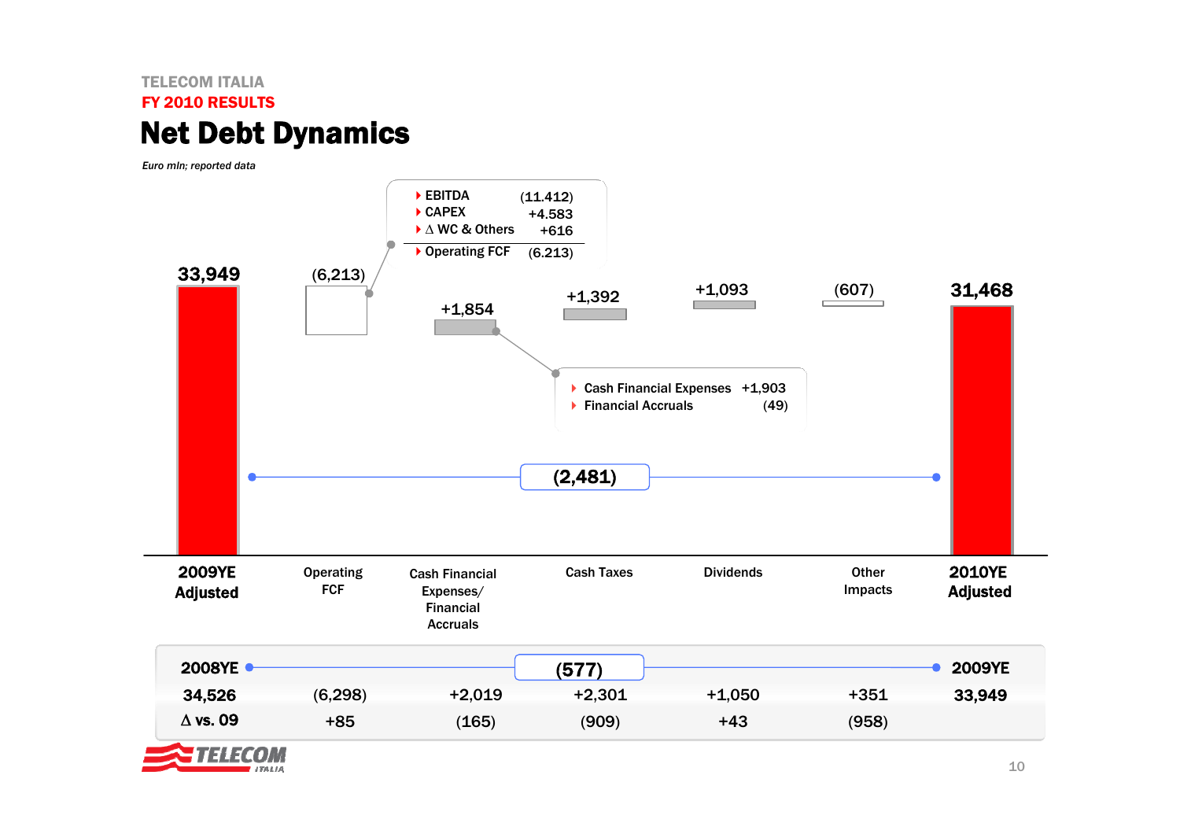TELECOM ITALIA

FY 2010 RESULTS

# Net Debt Dynamics

*Euro mln; reported data*

| 2009YE Adjusted | Operating FCF | Cash Financial Expenses/ Financial Accruals | Cash Taxes | Dividends | Other Impacts | 2010YE Adjusted |
|---|---|---|---|---|---|---|
| 33,949 | (6,213) | +1,854 | +1,392 | +1,093 | (607) | 31,468 |

Change 2009YE → 2010YE: (2,481)

Operating FCF breakdown:

- EBITDA (11.412)
- CAPEX +4.583
- ∆ WC & Others +616
- Operating FCF (6.213)

Cash Financial Expenses/Financial Accruals breakdown:

- Cash Financial Expenses +1,903
- Financial Accruals (49)

| 2008YE | | | (577) | | | 2009YE |
|---|---|---|---|---|---|---|
| 34,526 | (6,298) | +2,019 | +2,301 | +1,050 | +351 | 33,949 |
| ∆ vs. 09 | +85 | (165) | (909) | +43 | (958) | |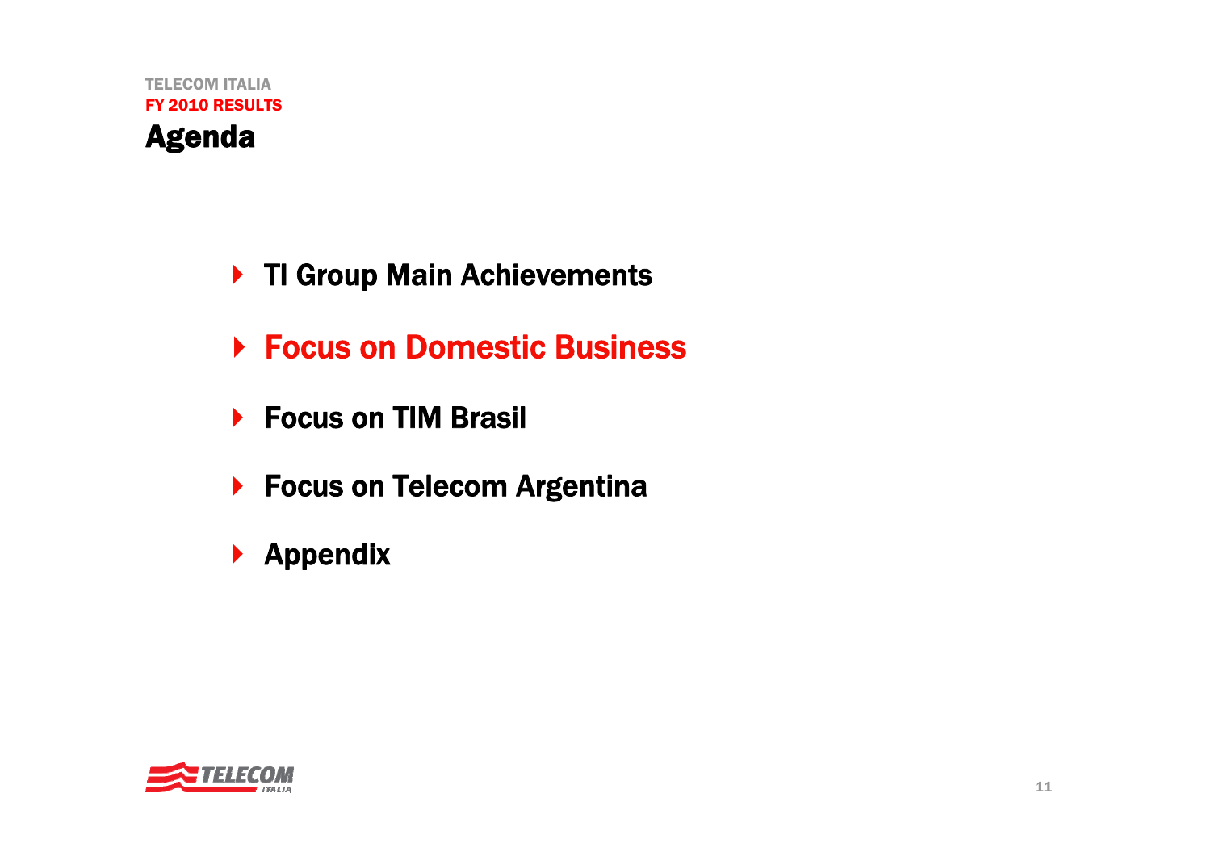# Agenda

- TI Group Main Achievements
- **Focus on Domestic Business**
- Focus on TIM Brasil
- Focus on Telecom Argentina
- Appendix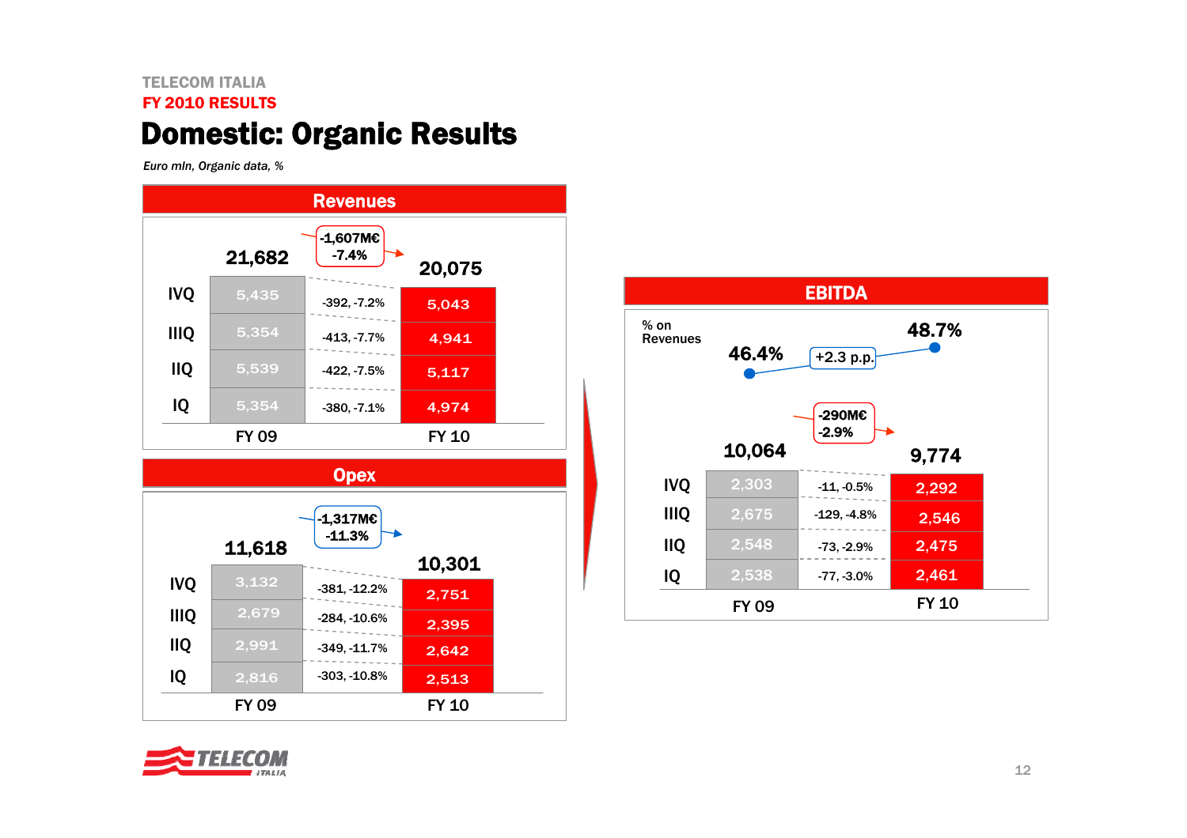TELECOM ITALIA

FY 2010 RESULTS

# Domestic: Organic Results

*Euro mln, Organic data, %*

## Revenues

| | FY 09 | Change | FY 10 |
|---|---|---|---|
| IVQ | 5,435 | -392, -7.2% | 5,043 |
| IIIQ | 5,354 | -413, -7.7% | 4,941 |
| IIQ | 5,539 | -422, -7.5% | 5,117 |
| IQ | 5,354 | -380, -7.1% | 4,974 |
| **Total** | **21,682** | **-1,607M€, -7.4%** | **20,075** |

## Opex

| | FY 09 | Change | FY 10 |
|---|---|---|---|
| IVQ | 3,132 | -381, -12.2% | 2,751 |
| IIIQ | 2,679 | -284, -10.6% | 2,395 |
| IIQ | 2,991 | -349, -11.7% | 2,642 |
| IQ | 2,816 | -303, -10.8% | 2,513 |
| **Total** | **11,618** | **-1,317M€, -11.3%** | **10,301** |

## EBITDA

| | FY 09 | Change | FY 10 |
|---|---|---|---|
| % on Revenues | 46.4% | +2.3 p.p. | 48.7% |
| IVQ | 2,303 | -11, -0.5% | 2,292 |
| IIIQ | 2,675 | -129, -4.8% | 2,546 |
| IIQ | 2,548 | -73, -2.9% | 2,475 |
| IQ | 2,538 | -77, -3.0% | 2,461 |
| **Total** | **10,064** | **-290M€, -2.9%** | **9,774** |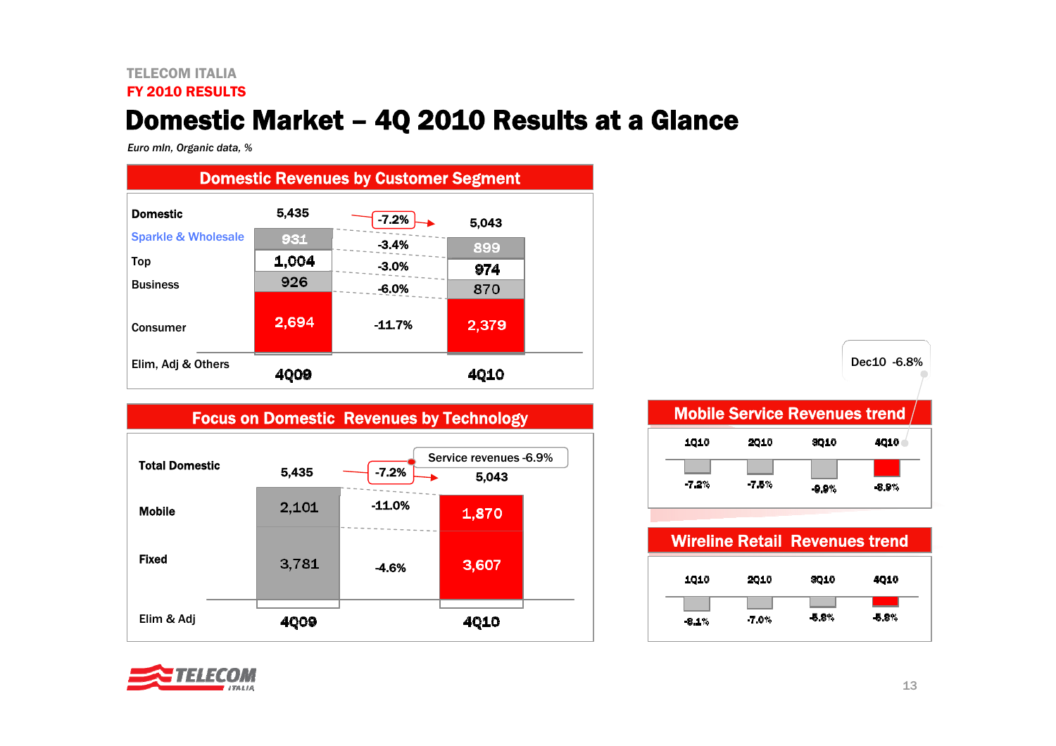TELECOM ITALIA

FY 2010 RESULTS

# Domestic Market – 4Q 2010 Results at a Glance

*Euro mln, Organic data, %*

## Domestic Revenues by Customer Segment

| | 4Q09 | % | 4Q10 |
|---|---|---|---|
| Domestic | 5,435 | -7.2% | 5,043 |
| Sparkle & Wholesale | 931 | -3.4% | 899 |
| Top | 1,004 | -3.0% | 974 |
| Business | 926 | -6.0% | 870 |
| Consumer | 2,694 | -11.7% | 2,379 |
| Elim, Adj & Others | | | |

## Focus on Domestic Revenues by Technology

| | 4Q09 | % | 4Q10 |
|---|---|---|---|
| Total Domestic | 5,435 | -7.2% | 5,043 |
| Mobile | 2,101 | -11.0% | 1,870 |
| Fixed | 3,781 | -4.6% | 3,607 |
| Elim & Adj | | | |

Service revenues -6.9%

## Mobile Service Revenues trend

| 1Q10 | 2Q10 | 3Q10 | 4Q10 |
|---|---|---|---|
| -7.2% | -7.5% | -9.9% | -8.9% |

Dec10 -6.8%

## Wireline Retail Revenues trend

| 1Q10 | 2Q10 | 3Q10 | 4Q10 |
|---|---|---|---|
| -8.1% | -7.0% | -5.8% | -5.8% |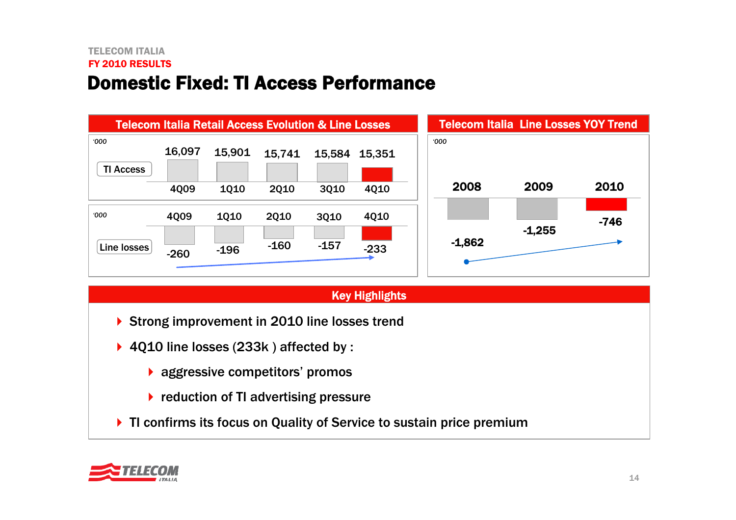TELECOM ITALIA

FY 2010 RESULTS

# Domestic Fixed: TI Access Performance

## Telecom Italia Retail Access Evolution & Line Losses

'000

| | 4Q09 | 1Q10 | 2Q10 | 3Q10 | 4Q10 |
|---|---|---|---|---|---|
| TI Access | 16,097 | 15,901 | 15,741 | 15,584 | 15,351 |
| Line losses | -260 | -196 | -160 | -157 | -233 |

## Telecom Italia Line Losses YOY Trend

'000

| 2008 | 2009 | 2010 |
|---|---|---|
| -1,862 | -1,255 | -746 |

## Key Highlights

- Strong improvement in 2010 line losses trend
- 4Q10 line losses (233k ) affected by :
  - aggressive competitors' promos
  - reduction of TI advertising pressure
- TI confirms its focus on Quality of Service to sustain price premium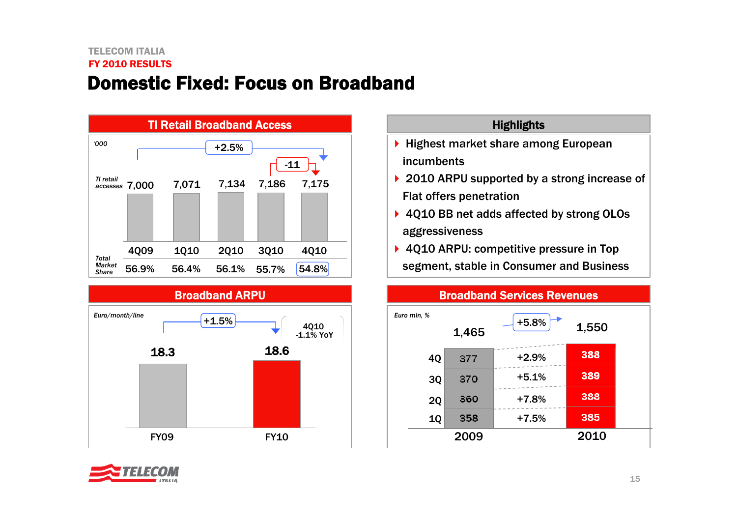TELECOM ITALIA

FY 2010 RESULTS

# Domestic Fixed: Focus on Broadband

## TI Retail Broadband Access

'000

| | 4Q09 | 1Q10 | 2Q10 | 3Q10 | 4Q10 |
|---|---|---|---|---|---|
| TI retail accesses | 7,000 | 7,071 | 7,134 | 7,186 | 7,175 |
| Total Market Share | 56.9% | 56.4% | 56.1% | 55.7% | 54.8% |

4Q09 → 4Q10: +2.5%; 3Q10 → 4Q10: -11

## Highlights

- Highest market share among European incumbents
- 2010 ARPU supported by a strong increase of Flat offers penetration
- 4Q10 BB net adds affected by strong OLOs aggressiveness
- 4Q10 ARPU: competitive pressure in Top segment, stable in Consumer and Business

## Broadband ARPU

Euro/month/line

| FY09 | FY10 |
|---|---|
| 18.3 | 18.6 |

FY09 → FY10: +1.5%

4Q10 -1.1% YoY

## Broadband Services Revenues

Euro mln, %

| | 2009 | YoY | 2010 |
|---|---|---|---|
| 1Q | 358 | +7.5% | 385 |
| 2Q | 360 | +7.8% | 388 |
| 3Q | 370 | +5.1% | 389 |
| 4Q | 377 | +2.9% | 388 |
| Total | 1,465 | +5.8% | 1,550 |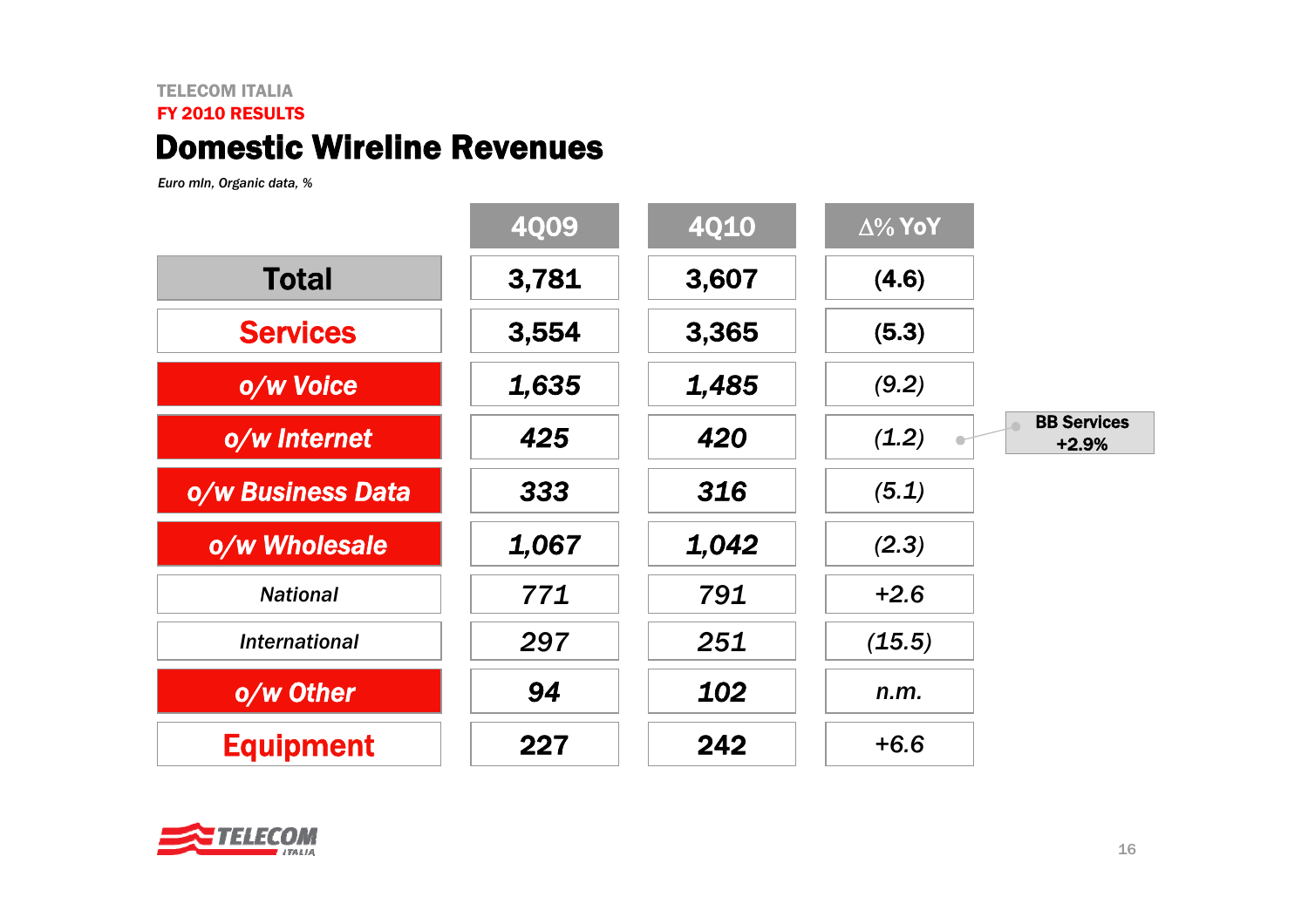TELECOM ITALIA

FY 2010 RESULTS

# Domestic Wireline Revenues

*Euro mln, Organic data, %*

| | 4Q09 | 4Q10 | Δ% YoY |
|---|---|---|---|
| **Total** | **3,781** | **3,607** | **(4.6)** |
| **Services** | **3,554** | **3,365** | **(5.3)** |
| ***o/w Voice*** | ***1,635*** | ***1,485*** | *(9.2)* |
| ***o/w Internet*** | ***425*** | ***420*** | *(1.2)* |
| ***o/w Business Data*** | ***333*** | ***316*** | *(5.1)* |
| ***o/w Wholesale*** | ***1,067*** | ***1,042*** | *(2.3)* |
| *National* | *771* | *791* | *+2.6* |
| *International* | *297* | *251* | *(15.5)* |
| ***o/w Other*** | ***94*** | ***102*** | *n.m.* |
| **Equipment** | **227** | **242** | +6.6 |

**BB Services +2.9%**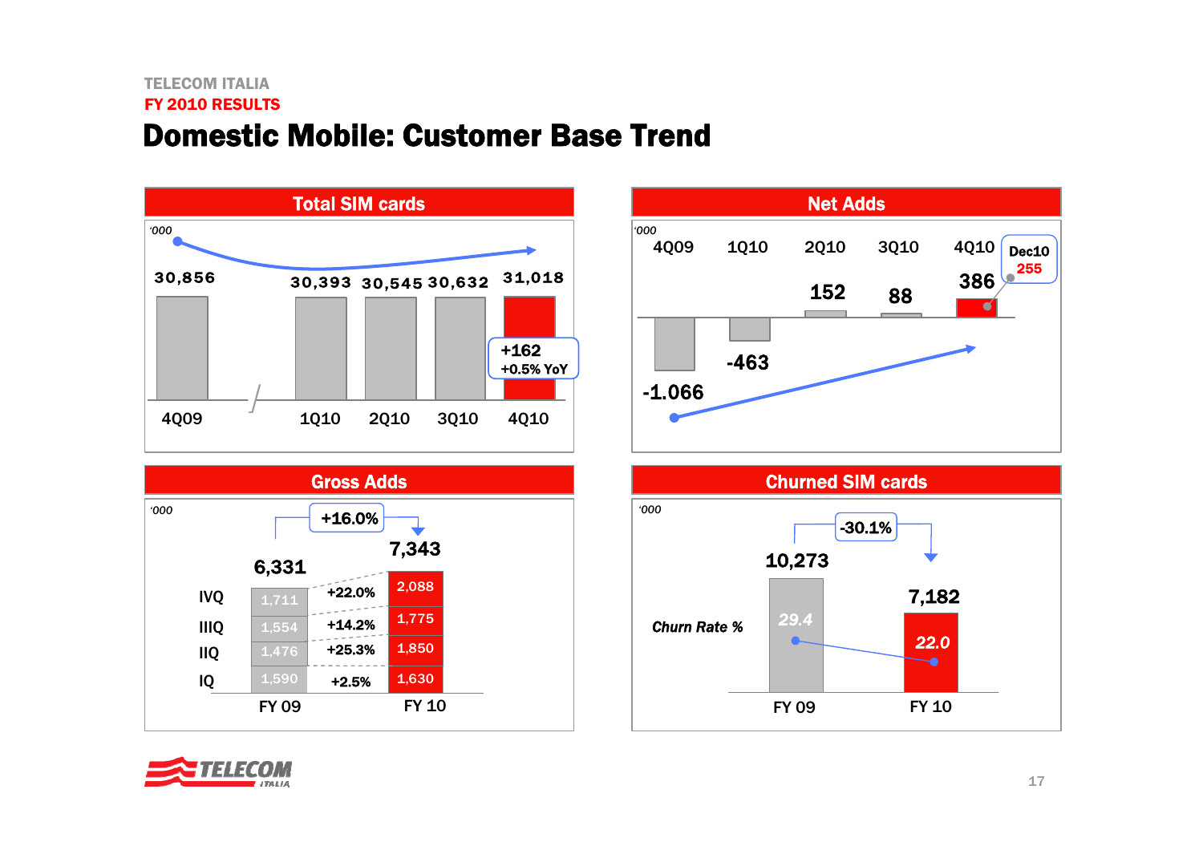TELECOM ITALIA
FY 2010 RESULTS

# Domestic Mobile: Customer Base Trend

## Total SIM cards

'000

| 4Q09 | 1Q10 | 2Q10 | 3Q10 | 4Q10 |
|---|---|---|---|---|
| 30,856 | 30,393 | 30,545 | 30,632 | 31,018 |

+162
+0.5% YoY

## Net Adds

'000

| 4Q09 | 1Q10 | 2Q10 | 3Q10 | 4Q10 |
|---|---|---|---|---|
| -1.066 | -463 | 152 | 88 | 386 |

Dec10: 255

## Gross Adds

'000

| | FY 09 | | FY 10 |
|---|---|---|---|
| IVQ | 1,711 | +22.0% | 2,088 |
| IIIQ | 1,554 | +14.2% | 1,775 |
| IIQ | 1,476 | +25.3% | 1,850 |
| IQ | 1,590 | +2.5% | 1,630 |
| **Total** | **6,331** | **+16.0%** | **7,343** |

## Churned SIM cards

'000

| | FY 09 | FY 10 |
|---|---|---|
| Churned SIM cards | 10,273 | 7,182 |
| *Churn Rate %* | 29.4 | 22.0 |

-30.1%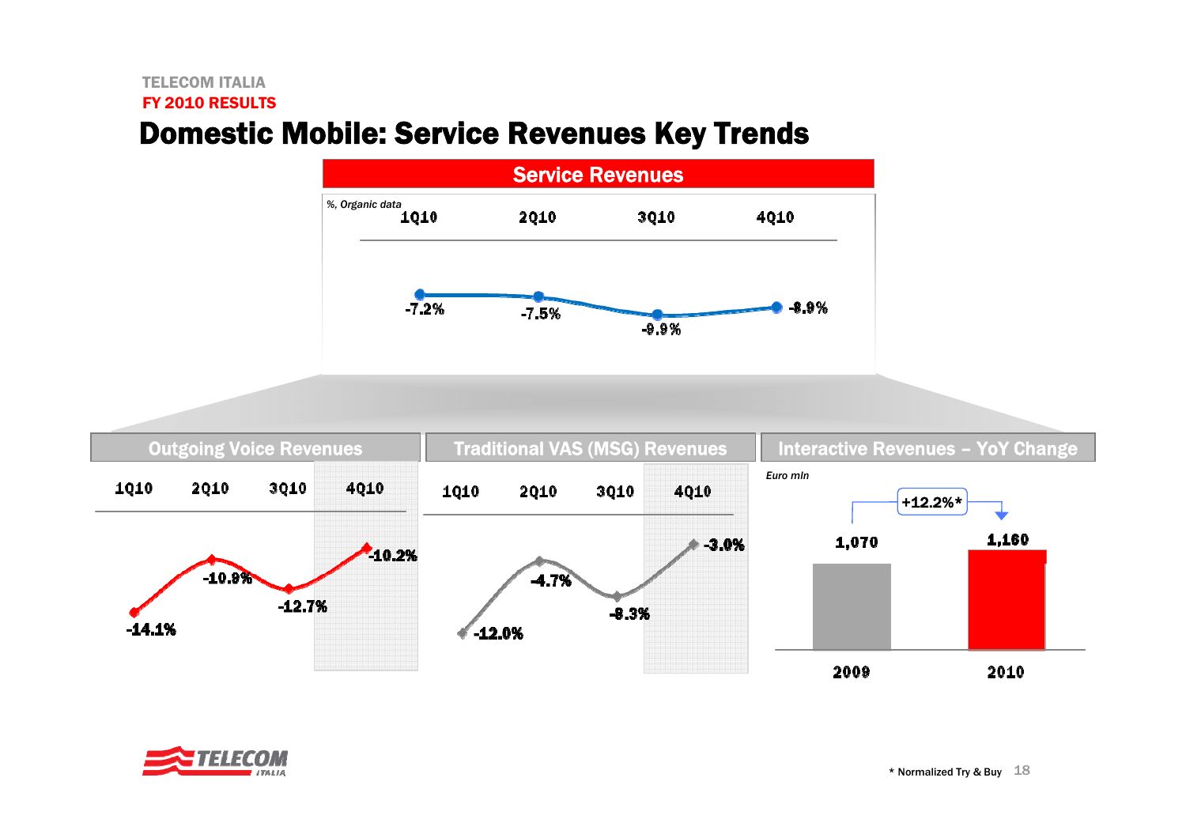# Domestic Mobile: Service Revenues Key Trends

## Service Revenues

%, Organic data

| 1Q10 | 2Q10 | 3Q10 | 4Q10 |
|---|---|---|---|
| -7.2% | -7.5% | -9.9% | -8.9% |

## Outgoing Voice Revenues

| 1Q10 | 2Q10 | 3Q10 | 4Q10 |
|---|---|---|---|
| -14.1% | -10.9% | -12.7% | -10.2% |

## Traditional VAS (MSG) Revenues

| 1Q10 | 2Q10 | 3Q10 | 4Q10 |
|---|---|---|---|
| -12.0% | -4.7% | -8.3% | -3.0% |

## Interactive Revenues – YoY Change

Euro mln

| 2009 | 2010 |
|---|---|
| 1,070 | 1,160 |

+12.2%*

\* Normalized Try & Buy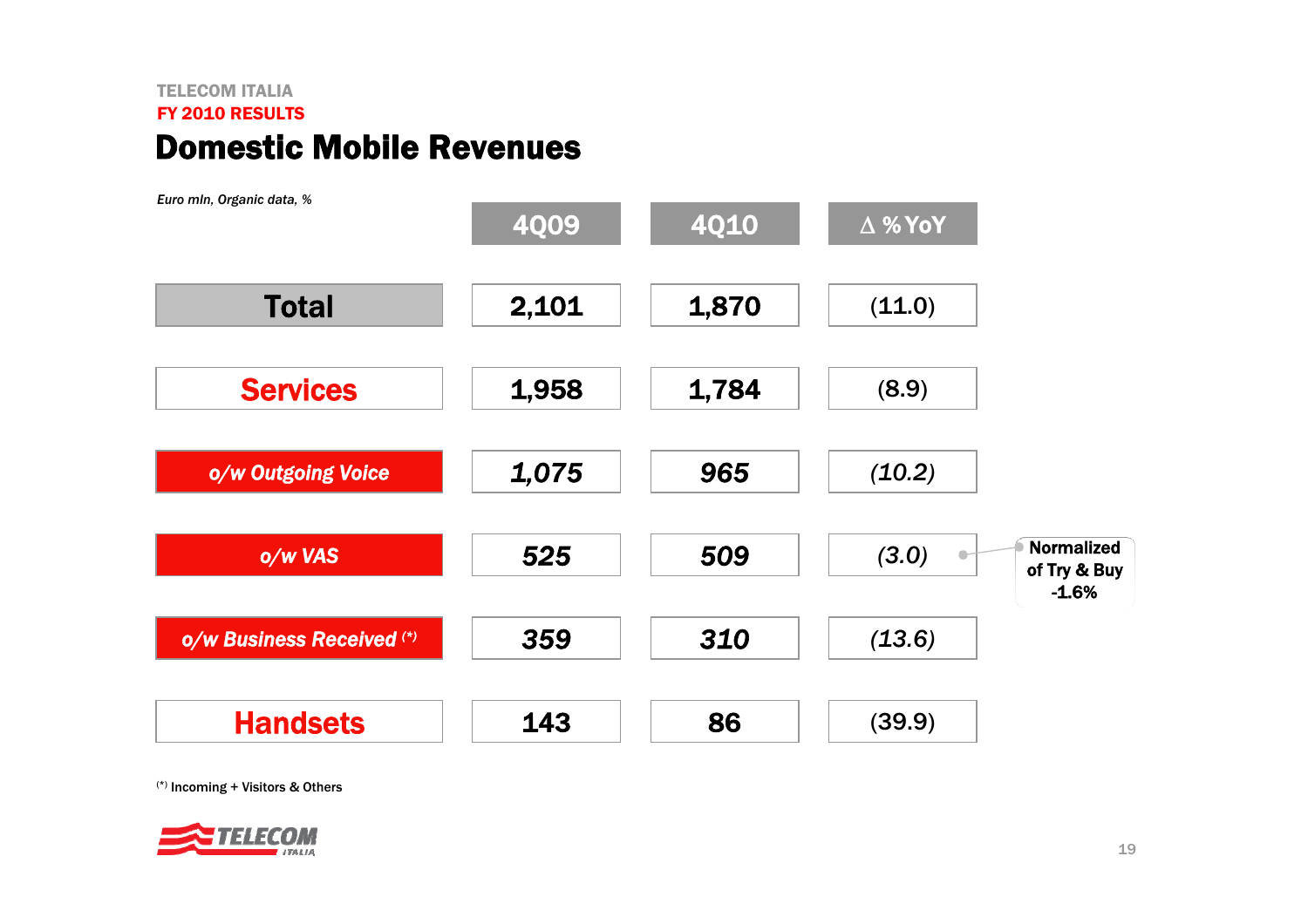TELECOM ITALIA
FY 2010 RESULTS

# Domestic Mobile Revenues

*Euro mln, Organic data, %*

| | 4Q09 | 4Q10 | Δ % YoY |
|---|---|---|---|
| **Total** | 2,101 | 1,870 | (11.0) |
| **Services** | 1,958 | 1,784 | (8.9) |
| *o/w Outgoing Voice* | *1,075* | *965* | *(10.2)* |
| *o/w VAS* | *525* | *509* | *(3.0)* |
| *o/w Business Received* (*) | *359* | *310* | *(13.6)* |
| **Handsets** | 143 | 86 | (39.9) |

**Normalized of Try & Buy -1.6%** (refers to o/w VAS Δ % YoY)

(*) Incoming + Visitors & Others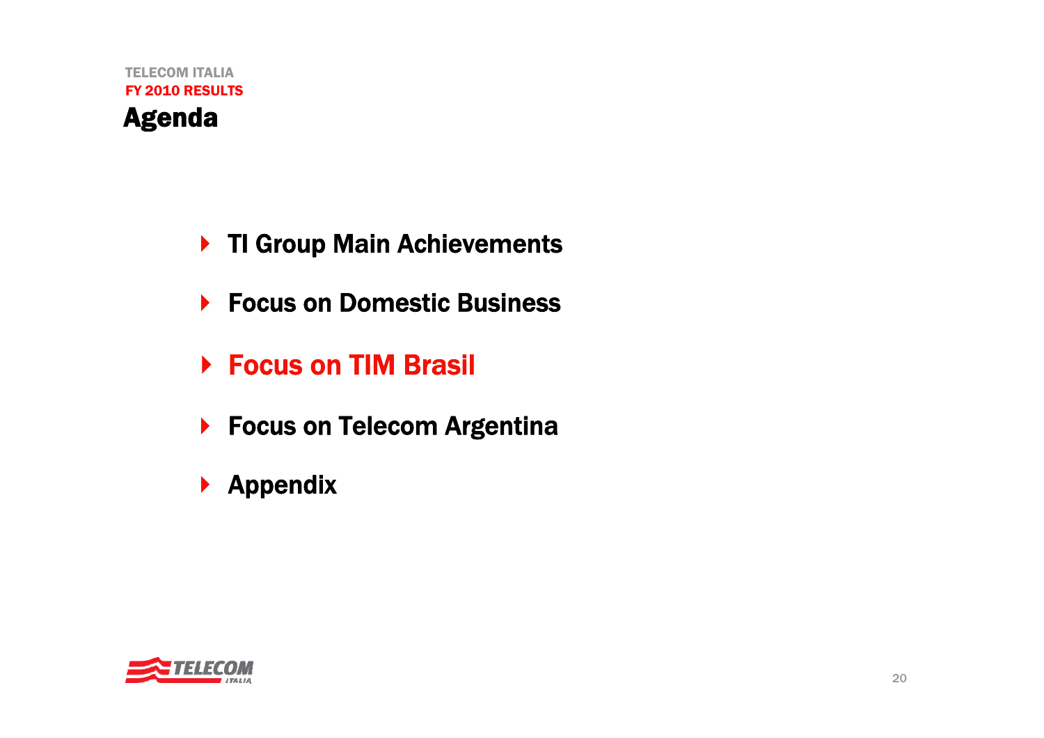TELECOM ITALIA
FY 2010 RESULTS

# Agenda

- TI Group Main Achievements
- Focus on Domestic Business
- **Focus on TIM Brasil**
- Focus on Telecom Argentina
- Appendix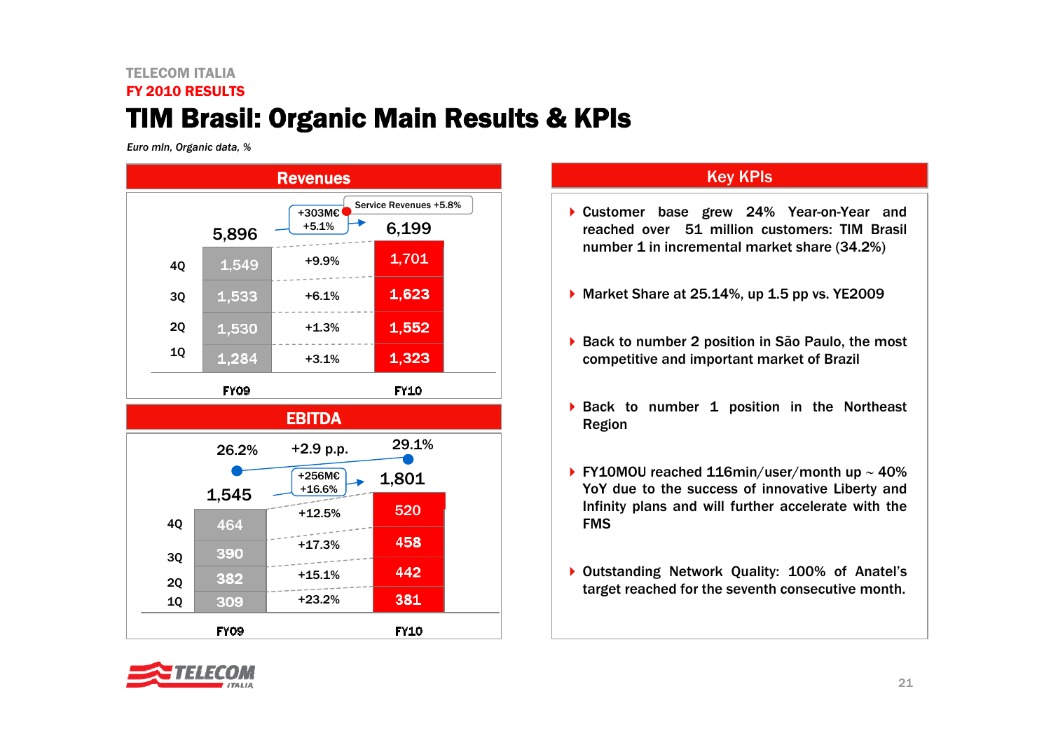TELECOM ITALIA

FY 2010 RESULTS

# TIM Brasil: Organic Main Results & KPIs

*Euro mln, Organic data, %*

## Revenues

| | FY09 | Δ | FY10 |
|---|---|---|---|
| 4Q | 1,549 | +9.9% | 1,701 |
| 3Q | 1,533 | +6.1% | 1,623 |
| 2Q | 1,530 | +1.3% | 1,552 |
| 1Q | 1,284 | +3.1% | 1,323 |
| Total | 5,896 | +303M€ / +5.1% | 6,199 |

Service Revenues +5.8%

## EBITDA

| | FY09 | Δ | FY10 |
|---|---|---|---|
| 4Q | 464 | +12.5% | 520 |
| 3Q | 390 | +17.3% | 458 |
| 2Q | 382 | +15.1% | 442 |
| 1Q | 309 | +23.2% | 381 |
| Total | 1,545 | +256M€ / +16.6% | 1,801 |
| EBITDA margin | 26.2% | +2.9 p.p. | 29.1% |

## Key KPIs

- Customer base grew 24% Year-on-Year and reached over 51 million customers: TIM Brasil number 1 in incremental market share (34.2%)
- Market Share at 25.14%, up 1.5 pp vs. YE2009
- Back to number 2 position in São Paulo, the most competitive and important market of Brazil
- Back to number 1 position in the Northeast Region
- FY10MOU reached 116min/user/month up ~ 40% YoY due to the success of innovative Liberty and Infinity plans and will further accelerate with the FMS
- Outstanding Network Quality: 100% of Anatel's target reached for the seventh consecutive month.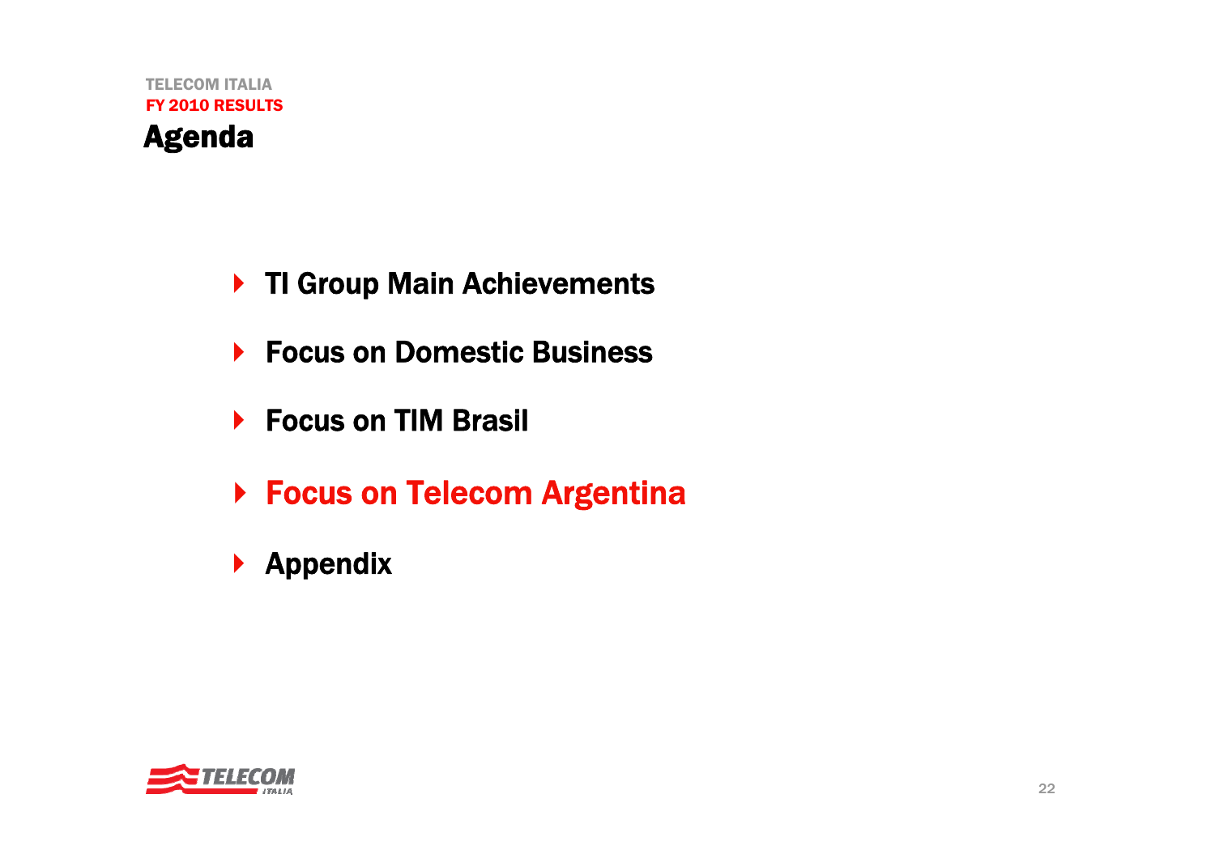# Agenda

- TI Group Main Achievements
- Focus on Domestic Business
- Focus on TIM Brasil
- **Focus on Telecom Argentina**
- Appendix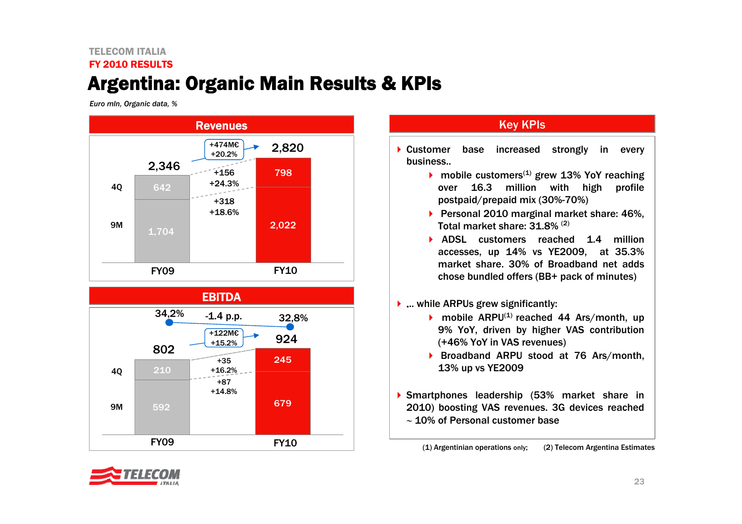TELECOM ITALIA

FY 2010 RESULTS

# Argentina: Organic Main Results & KPIs

*Euro mln, Organic data, %*

## Revenues

| | FY09 | Change | FY10 |
|---|---|---|---|
| 4Q | 642 | +156 / +24.3% | 798 |
| 9M | 1,704 | +318 / +18.6% | 2,022 |
| Total | 2,346 | +474M€ / +20.2% | 2,820 |

## EBITDA

| | FY09 | Change | FY10 |
|---|---|---|---|
| 4Q | 210 | +35 / +16.2% | 245 |
| 9M | 592 | +87 / +14.8% | 679 |
| Total | 802 | +122M€ / +15.2% | 924 |
| EBITDA margin | 34,2% | -1.4 p.p. | 32,8% |

## Key KPIs

- Customer base increased strongly in every business..
  - mobile customers[1] grew 13% YoY reaching over 16.3 million with high profile postpaid/prepaid mix (30%-70%)
  - Personal 2010 marginal market share: 46%, Total market share: 31.8% [2]
  - ADSL customers reached 1.4 million accesses, up 14% vs YE2009, at 35.3% market share. 30% of Broadband net adds chose bundled offers (BB+ pack of minutes)
- … while ARPUs grew significantly:
  - mobile ARPU[1] reached 44 Ars/month, up 9% YoY, driven by higher VAS contribution (+46% YoY in VAS revenues)
  - Broadband ARPU stood at 76 Ars/month, 13% up vs YE2009
- Smartphones leadership (53% market share in 2010) boosting VAS revenues. 3G devices reached ~ 10% of Personal customer base

(1) Argentinian operations only; (2) Telecom Argentina Estimates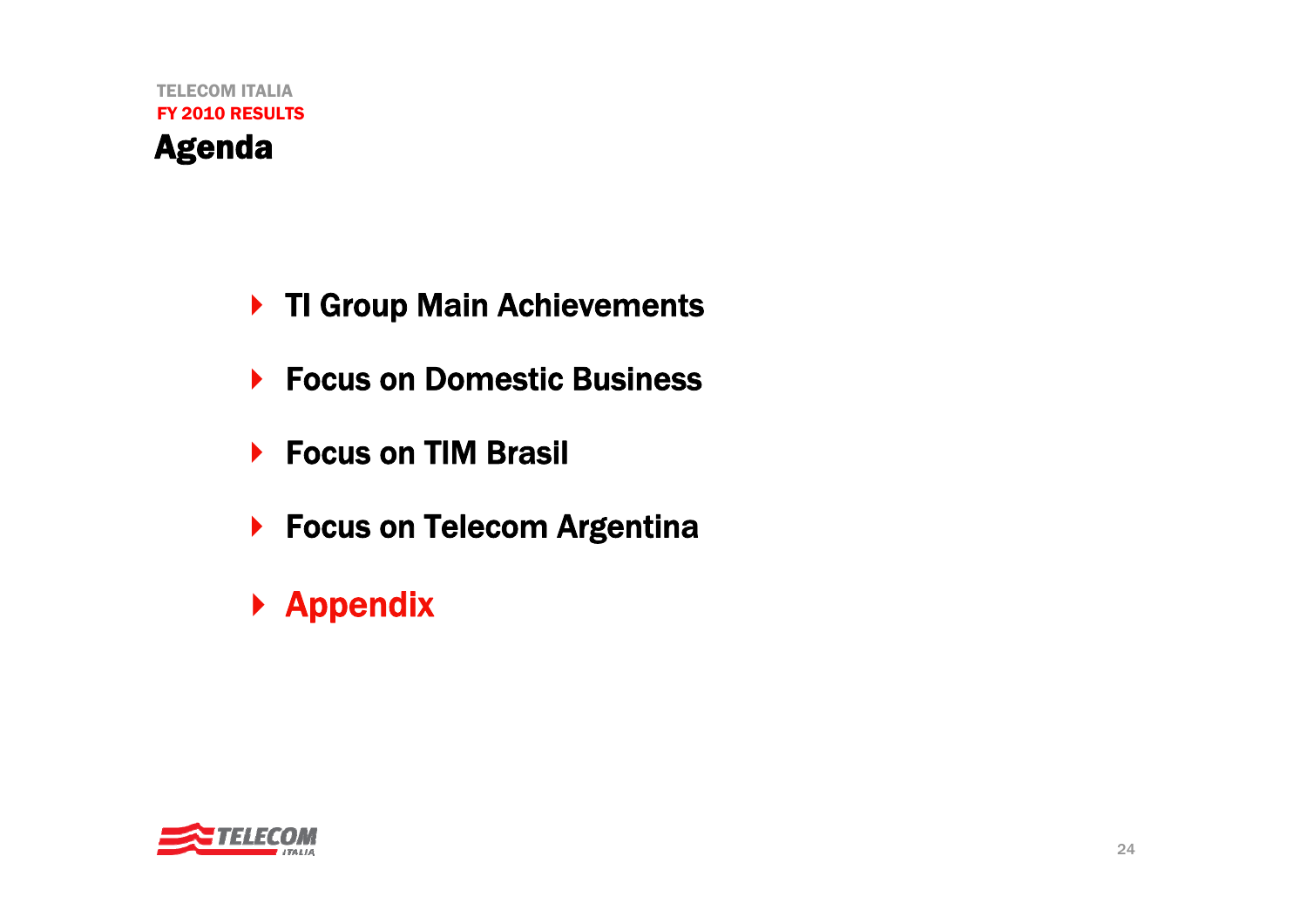TELECOM ITALIA

FY 2010 RESULTS

# Agenda

- TI Group Main Achievements
- Focus on Domestic Business
- Focus on TIM Brasil
- Focus on Telecom Argentina
- **Appendix**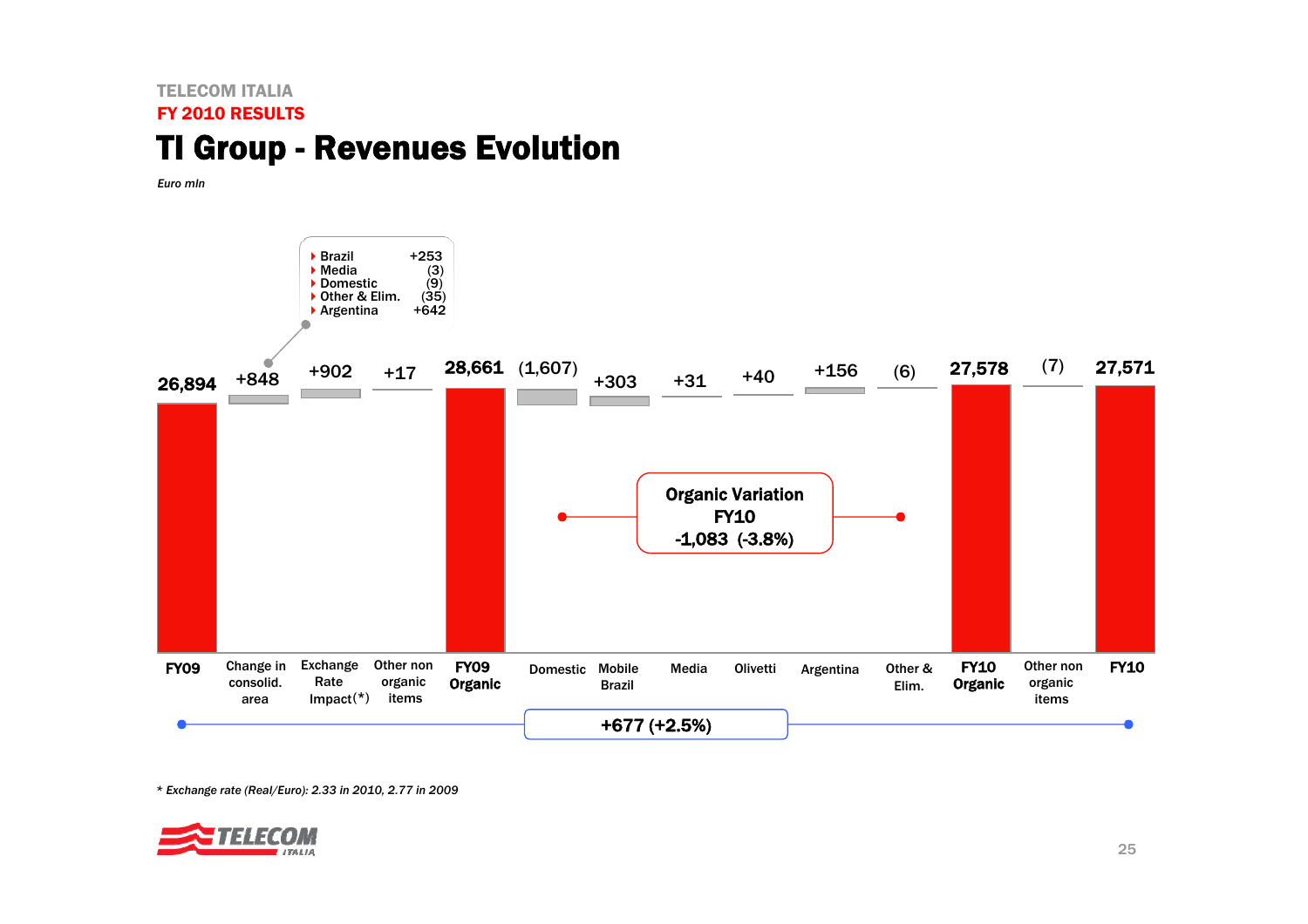TELECOM ITALIA

FY 2010 RESULTS

# TI Group - Revenues Evolution

*Euro mln*

| | FY09 | Change in consolid. area | Exchange Rate Impact(*) | Other non organic items | FY09 Organic | Domestic | Mobile Brazil | Media | Olivetti | Argentina | Other & Elim. | FY10 Organic | Other non organic items | FY10 |
|---|---|---|---|---|---|---|---|---|---|---|---|---|---|---|
| Value | 26,894 | +848 | +902 | +17 | 28,661 | (1,607) | +303 | +31 | +40 | +156 | (6) | 27,578 | (7) | 27,571 |

Exchange Rate Impact breakdown:

- Brazil +253
- Media (3)
- Domestic (9)
- Other & Elim. (35)
- Argentina +642

**Organic Variation FY10 -1,083 (-3.8%)**

**+677 (+2.5%)**

*\* Exchange rate (Real/Euro): 2.33 in 2010, 2.77 in 2009*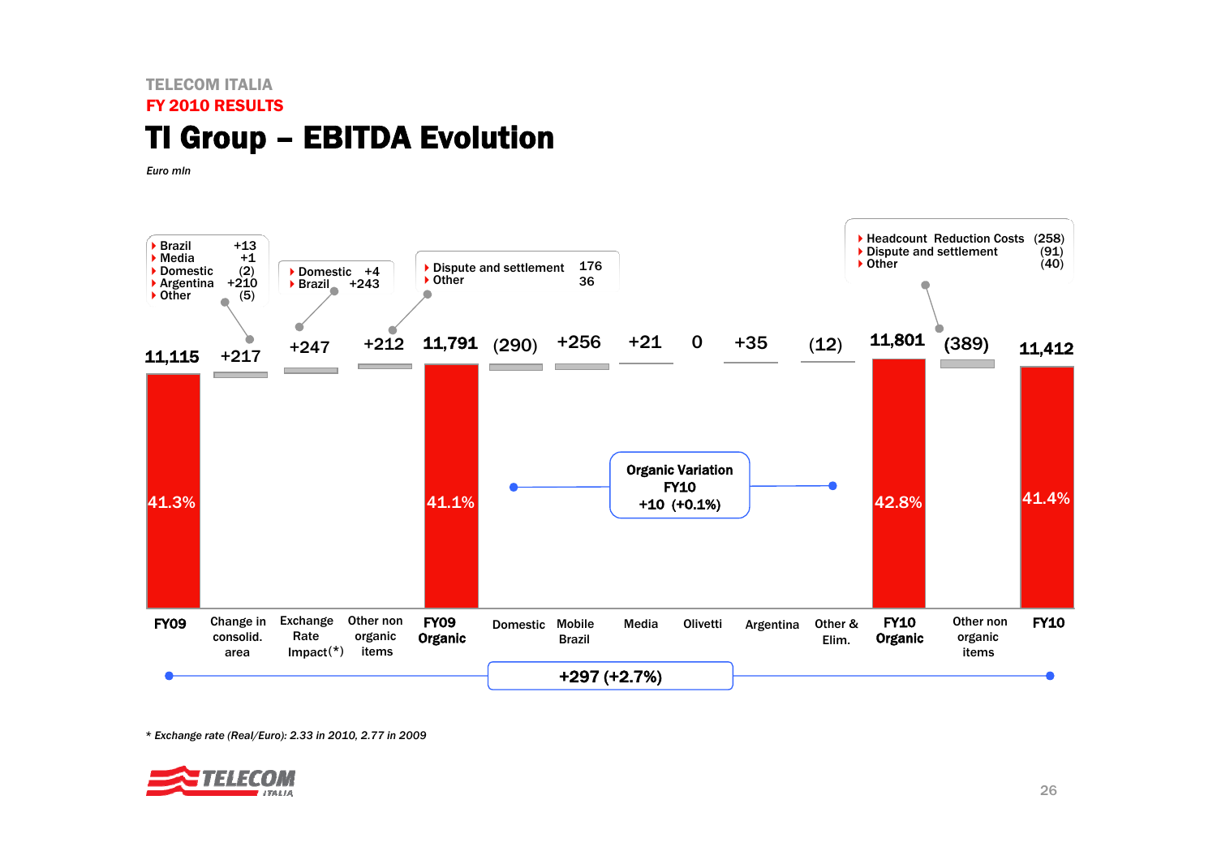TELECOM ITALIA

FY 2010 RESULTS

# TI Group – EBITDA Evolution

*Euro mln*

| | FY09 | Change in consolid. area | Exchange Rate Impact(*) | Other non organic items | FY09 Organic | Domestic | Mobile Brazil | Media | Olivetti | Argentina | Other & Elim. | FY10 Organic | Other non organic items | FY10 |
|---|---|---|---|---|---|---|---|---|---|---|---|---|---|---|
| Value | 11,115 | +217 | +247 | +212 | 11,791 | (290) | +256 | +21 | 0 | +35 | (12) | 11,801 | (389) | 11,412 |
| EBITDA margin | 41.3% | | | | 41.1% | | | | | | | 42.8% | | 41.4% |

Change in consolid. area (+217):
- Brazil +13
- Media +1
- Domestic (2)
- Argentina +210
- Other (5)

Exchange Rate Impact (+247):
- Domestic +4
- Brazil +243

Other non organic items FY09 (+212):
- Dispute and settlement 176
- Other 36

Other non organic items FY10 (389):
- Headcount Reduction Costs (258)
- Dispute and settlement (91)
- Other (40)

Organic Variation FY10: +10 (+0.1%)

Total variation FY09 – FY10: +297 (+2.7%)

*\* Exchange rate (Real/Euro): 2.33 in 2010, 2.77 in 2009*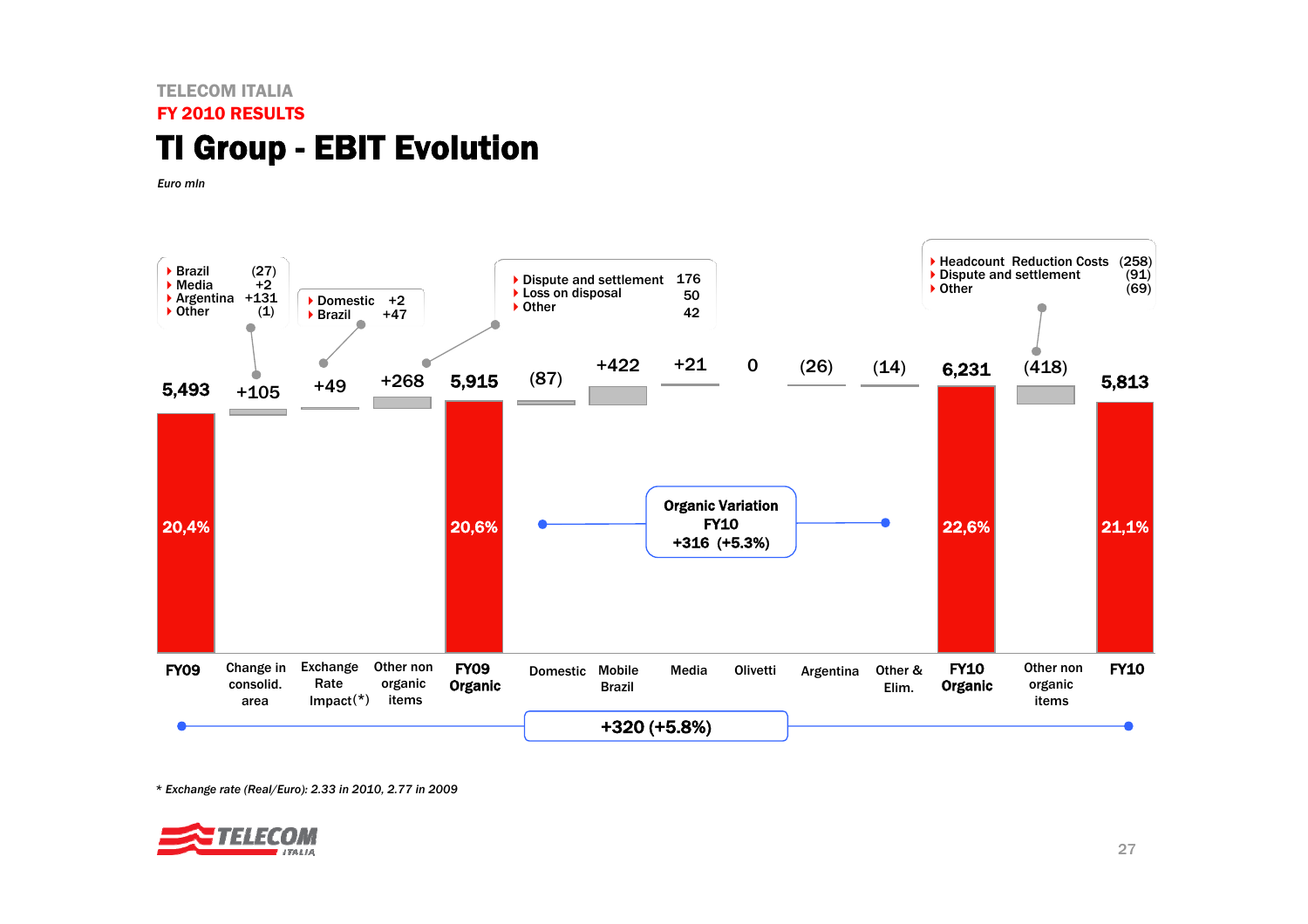TELECOM ITALIA

FY 2010 RESULTS

# TI Group - EBIT Evolution

*Euro mln*

| | FY09 | Change in consolid. area | Exchange Rate Impact(*) | Other non organic items | FY09 Organic | Domestic | Mobile Brazil | Media | Olivetti | Argentina | Other & Elim. | FY10 Organic | Other non organic items | FY10 |
|---|---|---|---|---|---|---|---|---|---|---|---|---|---|---|
| Value | 5,493 | +105 | +49 | +268 | 5,915 | (87) | +422 | +21 | 0 | (26) | (14) | 6,231 | (418) | 5,813 |
| EBIT margin | 20,4% | | | | 20,6% | | | | | | | 22,6% | | 21,1% |

Change in consolid. area (+105):
- Brazil (27)
- Media +2
- Argentina +131
- Other (1)

Exchange Rate Impact (+49):
- Domestic +2
- Brazil +47

Other non organic items FY09 (+268):
- Dispute and settlement 176
- Loss on disposal 50
- Other 42

Other non organic items FY10 (418):
- Headcount Reduction Costs (258)
- Dispute and settlement (91)
- Other (69)

Organic Variation FY10: +316 (+5.3%)

FY09 → FY10: +320 (+5.8%)

\* Exchange rate (Real/Euro): 2.33 in 2010, 2.77 in 2009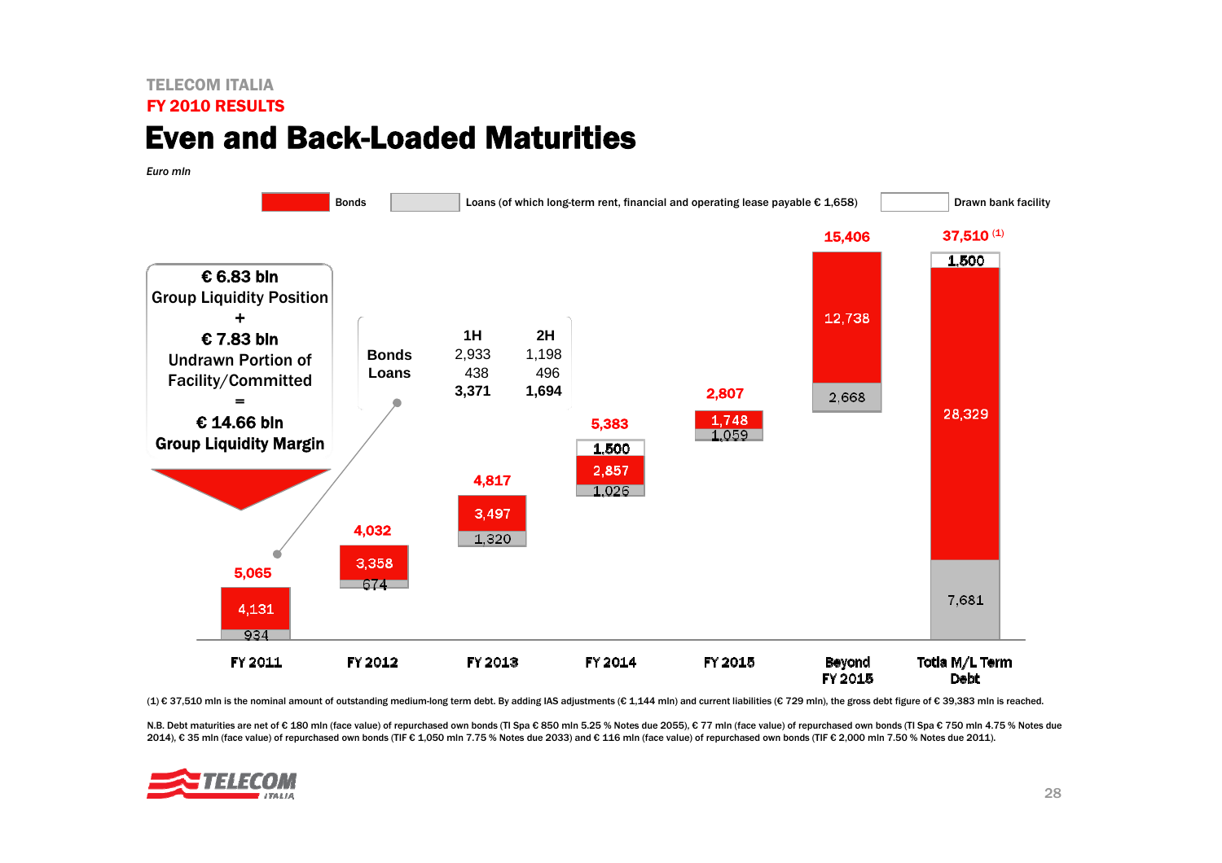TELECOM ITALIA

FY 2010 RESULTS

# Even and Back-Loaded Maturities

*Euro mln*

Legend: Bonds | Loans (of which long-term rent, financial and operating lease payable € 1,658) | Drawn bank facility

**€ 6.83 bln** Group Liquidity Position
+
**€ 7.83 bln** Undrawn Portion of Facility/Committed
=
**€ 14.66 bln Group Liquidity Margin**

|  | 1H | 2H |
|---|---|---|
| Bonds | 2,933 | 1,198 |
| Loans | 438 | 496 |
|  | **3,371** | **1,694** |

| | FY 2011 | FY 2012 | FY 2013 | FY 2014 | FY 2015 | Beyond FY 2015 | Total M/L Term Debt |
|---|---|---|---|---|---|---|---|
| Bonds | 4,131 | 3,358 | 3,497 | 2,857 | 1,748 | 12,738 | 28,329 |
| Loans | 934 | 674 | 1,320 | 1,026 | 1,059 | 2,668 | 7,681 |
| Drawn bank facility | | | | 1,500 | | | 1,500 |
| Total | 5,065 | 4,032 | 4,817 | 5,383 | 2,807 | 15,406 | 37,510 [1] |

(1) € 37,510 mln is the nominal amount of outstanding medium-long term debt. By adding IAS adjustments (€ 1,144 mln) and current liabilities (€ 729 mln), the gross debt figure of € 39,383 mln is reached.

N.B. Debt maturities are net of € 180 mln (face value) of repurchased own bonds (TI Spa € 850 mln 5.25 % Notes due 2055), € 77 mln (face value) of repurchased own bonds (TI Spa € 750 mln 4.75 % Notes due 2014), € 35 mln (face value) of repurchased own bonds (TIF € 1,050 mln 7.75 % Notes due 2033) and € 116 mln (face value) of repurchased own bonds (TIF € 2,000 mln 7.50 % Notes due 2011).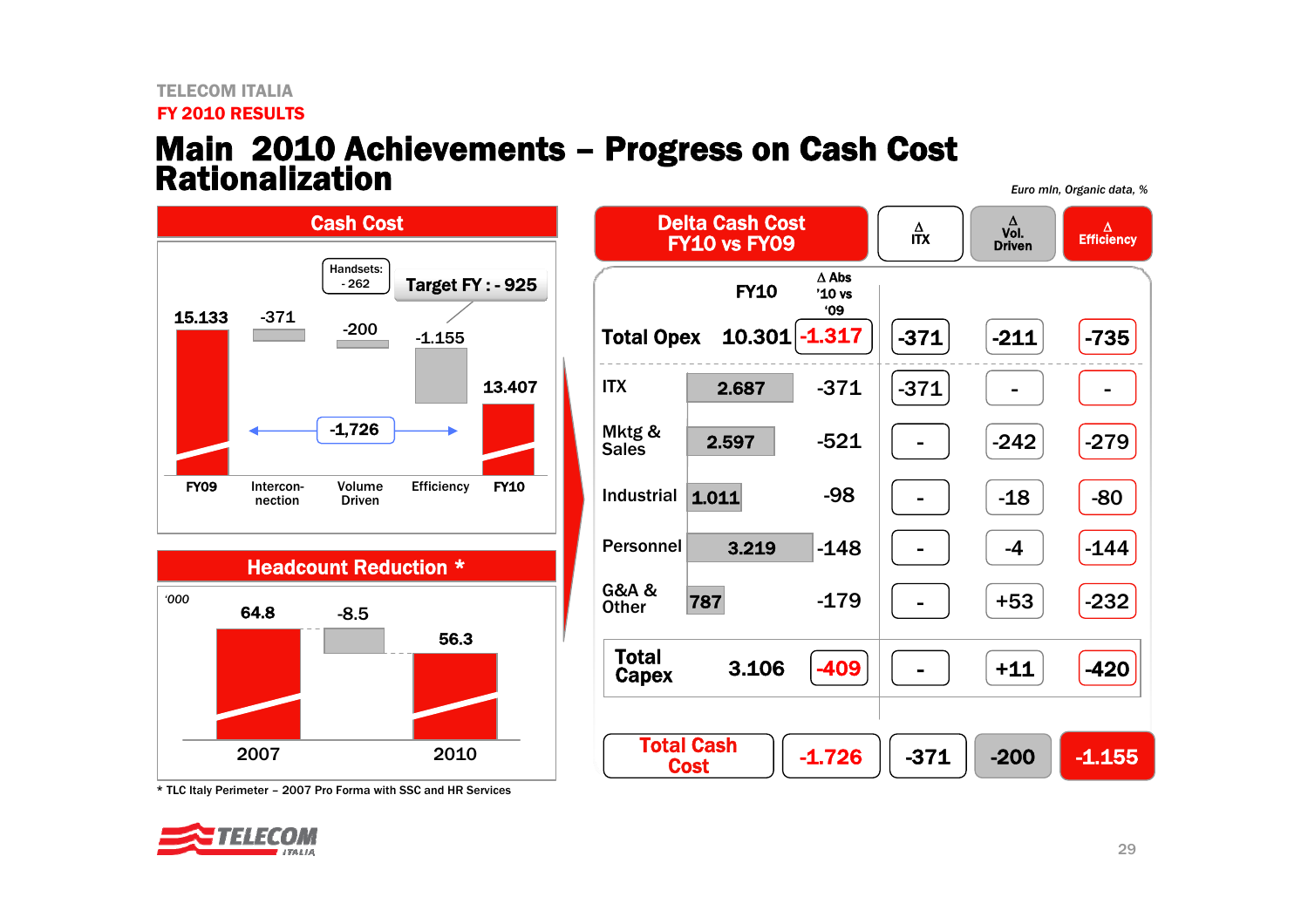TELECOM ITALIA

FY 2010 RESULTS

# Main 2010 Achievements – Progress on Cash Cost Rationalization

*Euro mln, Organic data, %*

## Cash Cost

| FY09 | Interconnection | Volume Driven | Efficiency | FY10 |
|---|---|---|---|---|
| 15.133 | -371 | -200 | -1.155 | 13.407 |

Handsets: - 262

Target FY : - 925

-1,726

## Headcount Reduction *

'000

| 2007 | | 2010 |
|---|---|---|
| 64.8 | -8.5 | 56.3 |

\* TLC Italy Perimeter – 2007 Pro Forma with SSC and HR Services

## Delta Cash Cost FY10 vs FY09

| | FY10 | Δ Abs '10 vs '09 | Δ ITX | Δ Vol. Driven | Δ Efficiency |
|---|---|---|---|---|---|
| **Total Opex** | 10.301 | -1.317 | -371 | -211 | -735 |
| ITX | 2.687 | -371 | -371 | - | - |
| Mktg & Sales | 2.597 | -521 | - | -242 | -279 |
| Industrial | 1.011 | -98 | - | -18 | -80 |
| Personnel | 3.219 | -148 | - | -4 | -144 |
| G&A & Other | 787 | -179 | - | +53 | -232 |
| **Total Capex** | 3.106 | -409 | - | +11 | -420 |
| **Total Cash Cost** | | -1.726 | -371 | -200 | -1.155 |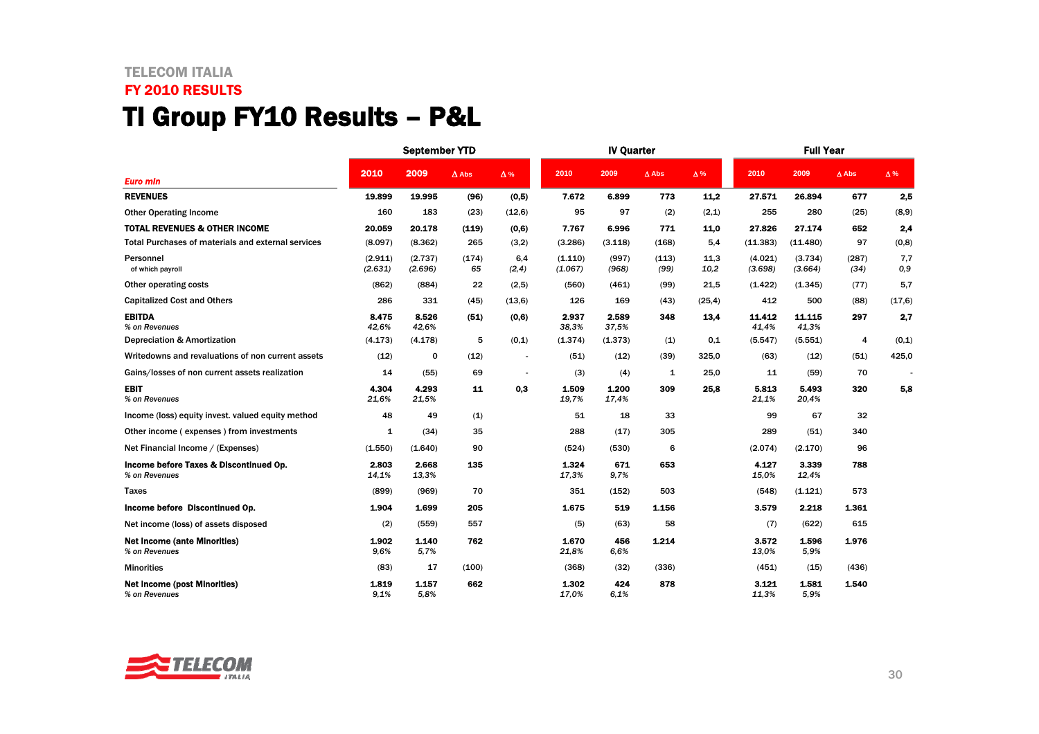TELECOM ITALIA

FY 2010 RESULTS

# TI Group FY10 Results – P&L

| Euro mln | September YTD | | | | IV Quarter | | | | Full Year | | | |
|---|---|---|---|---|---|---|---|---|---|---|---|---|
| | 2010 | 2009 | Δ Abs | Δ % | 2010 | 2009 | Δ Abs | Δ % | 2010 | 2009 | Δ Abs | Δ % |
| **REVENUES** | **19.899** | **19.995** | **(96)** | **(0,5)** | **7.672** | **6.899** | **773** | **11,2** | **27.571** | **26.894** | **677** | **2,5** |
| Other Operating Income | 160 | 183 | (23) | (12,6) | 95 | 97 | (2) | (2,1) | 255 | 280 | (25) | (8,9) |
| **TOTAL REVENUES & OTHER INCOME** | **20.059** | **20.178** | **(119)** | **(0,6)** | **7.767** | **6.996** | **771** | **11,0** | **27.826** | **27.174** | **652** | **2,4** |
| Total Purchases of materials and external services | (8.097) | (8.362) | 265 | (3,2) | (3.286) | (3.118) | (168) | 5,4 | (11.383) | (11.480) | 97 | (0,8) |
| Personnel | (2.911) | (2.737) | (174) | 6,4 | (1.110) | (997) | (113) | 11,3 | (4.021) | (3.734) | (287) | 7,7 |
| *of which payroll* | *(2.631)* | *(2.696)* | *65* | *(2,4)* | *(1.067)* | *(968)* | *(99)* | *10,2* | *(3.698)* | *(3.664)* | *(34)* | *0,9* |
| Other operating costs | (862) | (884) | 22 | (2,5) | (560) | (461) | (99) | 21,5 | (1.422) | (1.345) | (77) | 5,7 |
| Capitalized Cost and Others | 286 | 331 | (45) | (13,6) | 126 | 169 | (43) | (25,4) | 412 | 500 | (88) | (17,6) |
| **EBITDA** | **8.475** | **8.526** | **(51)** | **(0,6)** | **2.937** | **2.589** | **348** | **13,4** | **11.412** | **11.115** | **297** | **2,7** |
| *% on Revenues* | *42,6%* | *42,6%* | | | *38,3%* | *37,5%* | | | *41,4%* | *41,3%* | | |
| Depreciation & Amortization | (4.173) | (4.178) | 5 | (0,1) | (1.374) | (1.373) | (1) | 0,1 | (5.547) | (5.551) | 4 | (0,1) |
| Writedowns and revaluations of non current assets | (12) | 0 | (12) | - | (51) | (12) | (39) | 325,0 | (63) | (12) | (51) | 425,0 |
| Gains/losses of non current assets realization | 14 | (55) | 69 | - | (3) | (4) | 1 | 25,0 | 11 | (59) | 70 | - |
| **EBIT** | **4.304** | **4.293** | **11** | **0,3** | **1.509** | **1.200** | **309** | **25,8** | **5.813** | **5.493** | **320** | **5,8** |
| *% on Revenues* | *21,6%* | *21,5%* | | | *19,7%* | *17,4%* | | | *21,1%* | *20,4%* | | |
| Income (loss) equity invest. valued equity method | 48 | 49 | (1) | | 51 | 18 | 33 | | 99 | 67 | 32 | |
| Other income ( expenses ) from investments | 1 | (34) | 35 | | 288 | (17) | 305 | | 289 | (51) | 340 | |
| Net Financial Income / (Expenses) | (1.550) | (1.640) | 90 | | (524) | (530) | 6 | | (2.074) | (2.170) | 96 | |
| **Income before Taxes & Discontinued Op.** | **2.803** | **2.668** | **135** | | **1.324** | **671** | **653** | | **4.127** | **3.339** | **788** | |
| *% on Revenues* | *14,1%* | *13,3%* | | | *17,3%* | *9,7%* | | | *15,0%* | *12,4%* | | |
| Taxes | (899) | (969) | 70 | | 351 | (152) | 503 | | (548) | (1.121) | 573 | |
| **Income before Discontinued Op.** | **1.904** | **1.699** | **205** | | **1.675** | **519** | **1.156** | | **3.579** | **2.218** | **1.361** | |
| Net income (loss) of assets disposed | (2) | (559) | 557 | | (5) | (63) | 58 | | (7) | (622) | 615 | |
| **Net Income (ante Minorities)** | **1.902** | **1.140** | **762** | | **1.670** | **456** | **1.214** | | **3.572** | **1.596** | **1.976** | |
| *% on Revenues* | *9,6%* | *5,7%* | | | *21,8%* | *6,6%* | | | *13,0%* | *5,9%* | | |
| Minorities | (83) | 17 | (100) | | (368) | (32) | (336) | | (451) | (15) | (436) | |
| **Net Income (post Minorities)** | **1.819** | **1.157** | **662** | | **1.302** | **424** | **878** | | **3.121** | **1.581** | **1.540** | |
| *% on Revenues* | *9,1%* | *5,8%* | | | *17,0%* | *6,1%* | | | *11,3%* | *5,9%* | | |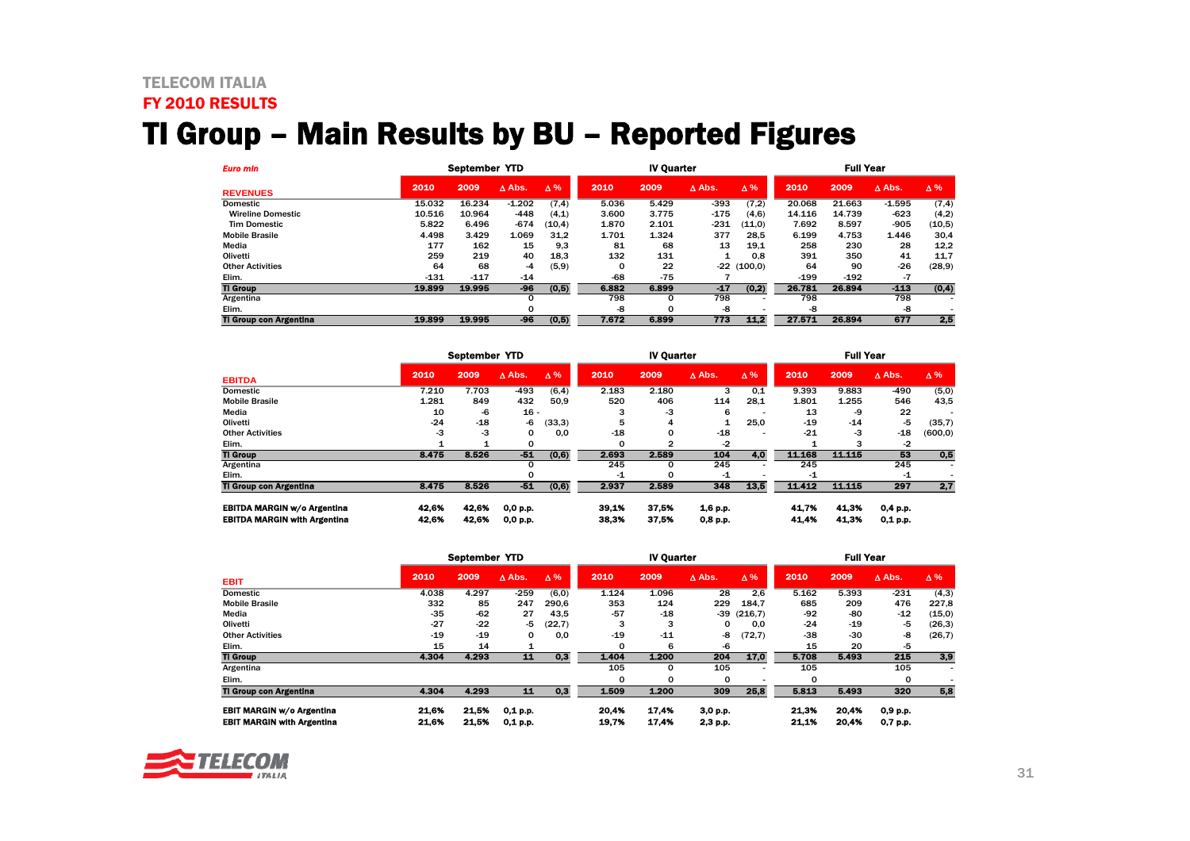TELECOM ITALIA

FY 2010 RESULTS

# TI Group – Main Results by BU – Reported Figures

*Euro mln*

| REVENUES | September YTD | | | | IV Quarter | | | | Full Year | | | |
|---|---|---|---|---|---|---|---|---|---|---|---|---|
| | 2010 | 2009 | Δ Abs. | Δ % | 2010 | 2009 | Δ Abs. | Δ % | 2010 | 2009 | Δ Abs. | Δ % |
| Domestic | 15.032 | 16.234 | -1.202 | (7,4) | 5.036 | 5.429 | -393 | (7,2) | 20.068 | 21.663 | -1.595 | (7,4) |
| Wireline Domestic | 10.516 | 10.964 | -448 | (4,1) | 3.600 | 3.775 | -175 | (4,6) | 14.116 | 14.739 | -623 | (4,2) |
| Tim Domestic | 5.822 | 6.496 | -674 | (10,4) | 1.870 | 2.101 | -231 | (11,0) | 7.692 | 8.597 | -905 | (10,5) |
| Mobile Brasile | 4.498 | 3.429 | 1.069 | 31,2 | 1.701 | 1.324 | 377 | 28,5 | 6.199 | 4.753 | 1.446 | 30,4 |
| Media | 177 | 162 | 15 | 9,3 | 81 | 68 | 13 | 19,1 | 258 | 230 | 28 | 12,2 |
| Olivetti | 259 | 219 | 40 | 18,3 | 132 | 131 | 1 | 0,8 | 391 | 350 | 41 | 11,7 |
| Other Activities | 64 | 68 | -4 | (5,9) | 0 | 22 | -22 | (100,0) | 64 | 90 | -26 | (28,9) |
| Elim. | -131 | -117 | -14 | | -68 | -75 | 7 | | -199 | -192 | -7 | |
| **TI Group** | **19.899** | **19.995** | **-96** | **(0,5)** | **6.882** | **6.899** | **-17** | **(0,2)** | **26.781** | **26.894** | **-113** | **(0,4)** |
| Argentina | | | 0 | | 798 | 0 | 798 | - | 798 | | 798 | - |
| Elim. | | | 0 | | -8 | 0 | -8 | - | -8 | | -8 | - |
| **TI Group con Argentina** | **19.899** | **19.995** | **-96** | **(0,5)** | **7.672** | **6.899** | **773** | **11,2** | **27.571** | **26.894** | **677** | **2,5** |

| EBITDA | September YTD | | | | IV Quarter | | | | Full Year | | | |
|---|---|---|---|---|---|---|---|---|---|---|---|---|
| | 2010 | 2009 | Δ Abs. | Δ % | 2010 | 2009 | Δ Abs. | Δ % | 2010 | 2009 | Δ Abs. | Δ % |
| Domestic | 7.210 | 7.703 | -493 | (6,4) | 2.183 | 2.180 | 3 | 0,1 | 9.393 | 9.883 | -490 | (5,0) |
| Mobile Brasile | 1.281 | 849 | 432 | 50,9 | 520 | 406 | 114 | 28,1 | 1.801 | 1.255 | 546 | 43,5 |
| Media | 10 | -6 | 16 | - | 3 | -3 | 6 | - | 13 | -9 | 22 | - |
| Olivetti | -24 | -18 | -6 | (33,3) | 5 | 4 | 1 | 25,0 | -19 | -14 | -5 | (35,7) |
| Other Activities | -3 | -3 | 0 | 0,0 | -18 | 0 | -18 | - | -21 | -3 | -18 | (600,0) |
| Elim. | 1 | 1 | 0 | | 0 | 2 | -2 | | 1 | 3 | -2 | |
| **TI Group** | **8.475** | **8.526** | **-51** | **(0,6)** | **2.693** | **2.589** | **104** | **4,0** | **11.168** | **11.115** | **53** | **0,5** |
| Argentina | | | 0 | | 245 | 0 | 245 | - | 245 | | 245 | - |
| Elim. | | | 0 | | -1 | 0 | -1 | - | -1 | | -1 | - |
| **TI Group con Argentina** | **8.475** | **8.526** | **-51** | **(0,6)** | **2.937** | **2.589** | **348** | **13,5** | **11.412** | **11.115** | **297** | **2,7** |
| | | | | | | | | | | | | |
| **EBITDA MARGIN w/o Argentina** | **42,6%** | **42,6%** | **0,0 p.p.** | | **39,1%** | **37,5%** | **1,6 p.p.** | | **41,7%** | **41,3%** | **0,4 p.p.** | |
| **EBITDA MARGIN with Argentina** | **42,6%** | **42,6%** | **0,0 p.p.** | | **38,3%** | **37,5%** | **0,8 p.p.** | | **41,4%** | **41,3%** | **0,1 p.p.** | |

| EBIT | September YTD | | | | IV Quarter | | | | Full Year | | | |
|---|---|---|---|---|---|---|---|---|---|---|---|---|
| | 2010 | 2009 | Δ Abs. | Δ % | 2010 | 2009 | Δ Abs. | Δ % | 2010 | 2009 | Δ Abs. | Δ % |
| Domestic | 4.038 | 4.297 | -259 | (6,0) | 1.124 | 1.096 | 28 | 2,6 | 5.162 | 5.393 | -231 | (4,3) |
| Mobile Brasile | 332 | 85 | 247 | 290,6 | 353 | 124 | 229 | 184,7 | 685 | 209 | 476 | 227,8 |
| Media | -35 | -62 | 27 | 43,5 | -57 | -18 | -39 | (216,7) | -92 | -80 | -12 | (15,0) |
| Olivetti | -27 | -22 | -5 | (22,7) | 3 | 3 | 0 | 0,0 | -24 | -19 | -5 | (26,3) |
| Other Activities | -19 | -19 | 0 | 0,0 | -19 | -11 | -8 | (72,7) | -38 | -30 | -8 | (26,7) |
| Elim. | 15 | 14 | 1 | | 0 | 6 | -6 | | 15 | 20 | -5 | |
| **TI Group** | **4.304** | **4.293** | **11** | **0,3** | **1.404** | **1.200** | **204** | **17,0** | **5.708** | **5.493** | **215** | **3,9** |
| Argentina | | | | | 105 | | 105 | - | 105 | | 105 | - |
| Elim. | | | | | 0 | 0 | 0 | - | 0 | | 0 | - |
| **TI Group con Argentina** | **4.304** | **4.293** | **11** | **0,3** | **1.509** | **1.200** | **309** | **25,8** | **5.813** | **5.493** | **320** | **5,8** |
| | | | | | | | | | | | | |
| **EBIT MARGIN w/o Argentina** | **21,6%** | **21,5%** | **0,1 p.p.** | | **20,4%** | **17,4%** | **3,0 p.p.** | | **21,3%** | **20,4%** | **0,9 p.p.** | |
| **EBIT MARGIN with Argentina** | **21,6%** | **21,5%** | **0,1 p.p.** | | **19,7%** | **17,4%** | **2,3 p.p.** | | **21,1%** | **20,4%** | **0,7 p.p.** | |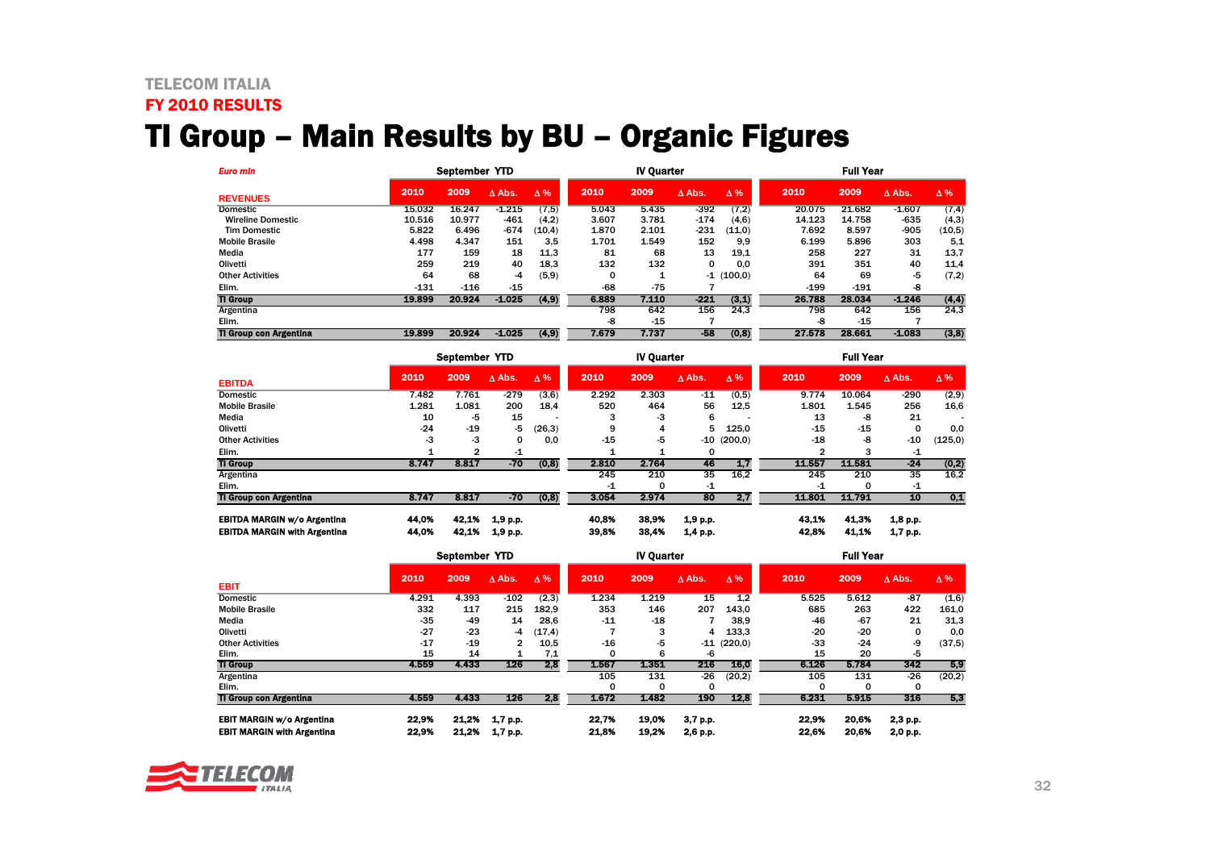TELECOM ITALIA

FY 2010 RESULTS

# TI Group – Main Results by BU – Organic Figures

| *Euro mln* | September YTD | | | | IV Quarter | | | | Full Year | | | |
|---|---|---|---|---|---|---|---|---|---|---|---|---|
| **REVENUES** | 2010 | 2009 | Δ Abs. | Δ % | 2010 | 2009 | Δ Abs. | Δ % | 2010 | 2009 | Δ Abs. | Δ % |
| Domestic | 15.032 | 16.247 | -1.215 | (7,5) | 5.043 | 5.435 | -392 | (7,2) | 20.075 | 21.682 | -1.607 | (7,4) |
| Wireline Domestic | 10.516 | 10.977 | -461 | (4,2) | 3.607 | 3.781 | -174 | (4,6) | 14.123 | 14.758 | -635 | (4,3) |
| Tim Domestic | 5.822 | 6.496 | -674 | (10,4) | 1.870 | 2.101 | -231 | (11,0) | 7.692 | 8.597 | -905 | (10,5) |
| Mobile Brasile | 4.498 | 4.347 | 151 | 3,5 | 1.701 | 1.549 | 152 | 9,9 | 6.199 | 5.896 | 303 | 5,1 |
| Media | 177 | 159 | 18 | 11,3 | 81 | 68 | 13 | 19,1 | 258 | 227 | 31 | 13,7 |
| Olivetti | 259 | 219 | 40 | 18,3 | 132 | 132 | 0 | 0,0 | 391 | 351 | 40 | 11,4 |
| Other Activities | 64 | 68 | -4 | (5,9) | 0 | 1 | -1 | (100,0) | 64 | 69 | -5 | (7,2) |
| Elim. | -131 | -116 | -15 | | -68 | -75 | 7 | | -199 | -191 | -8 | |
| **TI Group** | **19.899** | **20.924** | **-1.025** | **(4,9)** | **6.889** | **7.110** | **-221** | **(3,1)** | **26.788** | **28.034** | **-1.246** | **(4,4)** |
| Argentina | | | | | 798 | 642 | 156 | 24,3 | 798 | 642 | 156 | 24,3 |
| Elim. | | | | | -8 | -15 | 7 | | -8 | -15 | 7 | |
| **TI Group con Argentina** | **19.899** | **20.924** | **-1.025** | **(4,9)** | **7.679** | **7.737** | **-58** | **(0,8)** | **27.578** | **28.661** | **-1.083** | **(3,8)** |

| | September YTD | | | | IV Quarter | | | | Full Year | | | |
|---|---|---|---|---|---|---|---|---|---|---|---|---|
| **EBITDA** | 2010 | 2009 | Δ Abs. | Δ % | 2010 | 2009 | Δ Abs. | Δ % | 2010 | 2009 | Δ Abs. | Δ % |
| Domestic | 7.482 | 7.761 | -279 | (3,6) | 2.292 | 2.303 | -11 | (0,5) | 9.774 | 10.064 | -290 | (2,9) |
| Mobile Brasile | 1.281 | 1.081 | 200 | 18,4 | 520 | 464 | 56 | 12,5 | 1.801 | 1.545 | 256 | 16,6 |
| Media | 10 | -5 | 15 | - | 3 | -3 | 6 | - | 13 | -8 | 21 | - |
| Olivetti | -24 | -19 | -5 | (26,3) | 9 | 4 | 5 | 125,0 | -15 | -15 | 0 | 0,0 |
| Other Activities | -3 | -3 | 0 | 0,0 | -15 | -5 | -10 | (200,0) | -18 | -8 | -10 | (125,0) |
| Elim. | 1 | 2 | -1 | | 1 | 1 | 0 | | 2 | 3 | -1 | |
| **TI Group** | **8.747** | **8.817** | **-70** | **(0,8)** | **2.810** | **2.764** | **46** | **1,7** | **11.557** | **11.581** | **-24** | **(0,2)** |
| Argentina | | | | | 245 | 210 | 35 | 16,2 | 245 | 210 | 35 | 16,2 |
| Elim. | | | | | -1 | 0 | -1 | | -1 | 0 | -1 | |
| **TI Group con Argentina** | **8.747** | **8.817** | **-70** | **(0,8)** | **3.054** | **2.974** | **80** | **2,7** | **11.801** | **11.791** | **10** | **0,1** |
| | | | | | | | | | | | | |
| **EBITDA MARGIN w/o Argentina** | **44,0%** | **42,1%** | **1,9 p.p.** | | **40,8%** | **38,9%** | **1,9 p.p.** | | **43,1%** | **41,3%** | **1,8 p.p.** | |
| **EBITDA MARGIN with Argentina** | **44,0%** | **42,1%** | **1,9 p.p.** | | **39,8%** | **38,4%** | **1,4 p.p.** | | **42,8%** | **41,1%** | **1,7 p.p.** | |

| | September YTD | | | | IV Quarter | | | | Full Year | | | |
|---|---|---|---|---|---|---|---|---|---|---|---|---|
| **EBIT** | 2010 | 2009 | Δ Abs. | Δ % | 2010 | 2009 | Δ Abs. | Δ % | 2010 | 2009 | Δ Abs. | Δ % |
| Domestic | 4.291 | 4.393 | -102 | (2,3) | 1.234 | 1.219 | 15 | 1,2 | 5.525 | 5.612 | -87 | (1,6) |
| Mobile Brasile | 332 | 117 | 215 | 182,9 | 353 | 146 | 207 | 143,0 | 685 | 263 | 422 | 161,0 |
| Media | -35 | -49 | 14 | 28,6 | -11 | -18 | 7 | 38,9 | -46 | -67 | 21 | 31,3 |
| Olivetti | -27 | -23 | -4 | (17,4) | 7 | 3 | 4 | 133,3 | -20 | -20 | 0 | 0,0 |
| Other Activities | -17 | -19 | 2 | 10,5 | -16 | -5 | -11 | (220,0) | -33 | -24 | -9 | (37,5) |
| Elim. | 15 | 14 | 1 | 7,1 | 0 | 6 | -6 | | 15 | 20 | -5 | |
| **TI Group** | **4.559** | **4.433** | **126** | **2,8** | **1.567** | **1.351** | **216** | **16,0** | **6.126** | **5.784** | **342** | **5,9** |
| Argentina | | | | | 105 | 131 | -26 | (20,2) | 105 | 131 | -26 | (20,2) |
| Elim. | | | | | 0 | 0 | 0 | | 0 | 0 | 0 | |
| **TI Group con Argentina** | **4.559** | **4.433** | **126** | **2,8** | **1.672** | **1.482** | **190** | **12,8** | **6.231** | **5.915** | **316** | **5,3** |
| | | | | | | | | | | | | |
| **EBIT MARGIN w/o Argentina** | **22,9%** | **21,2%** | **1,7 p.p.** | | **22,7%** | **19,0%** | **3,7 p.p.** | | **22,9%** | **20,6%** | **2,3 p.p.** | |
| **EBIT MARGIN with Argentina** | **22,9%** | **21,2%** | **1,7 p.p.** | | **21,8%** | **19,2%** | **2,6 p.p.** | | **22,6%** | **20,6%** | **2,0 p.p.** | |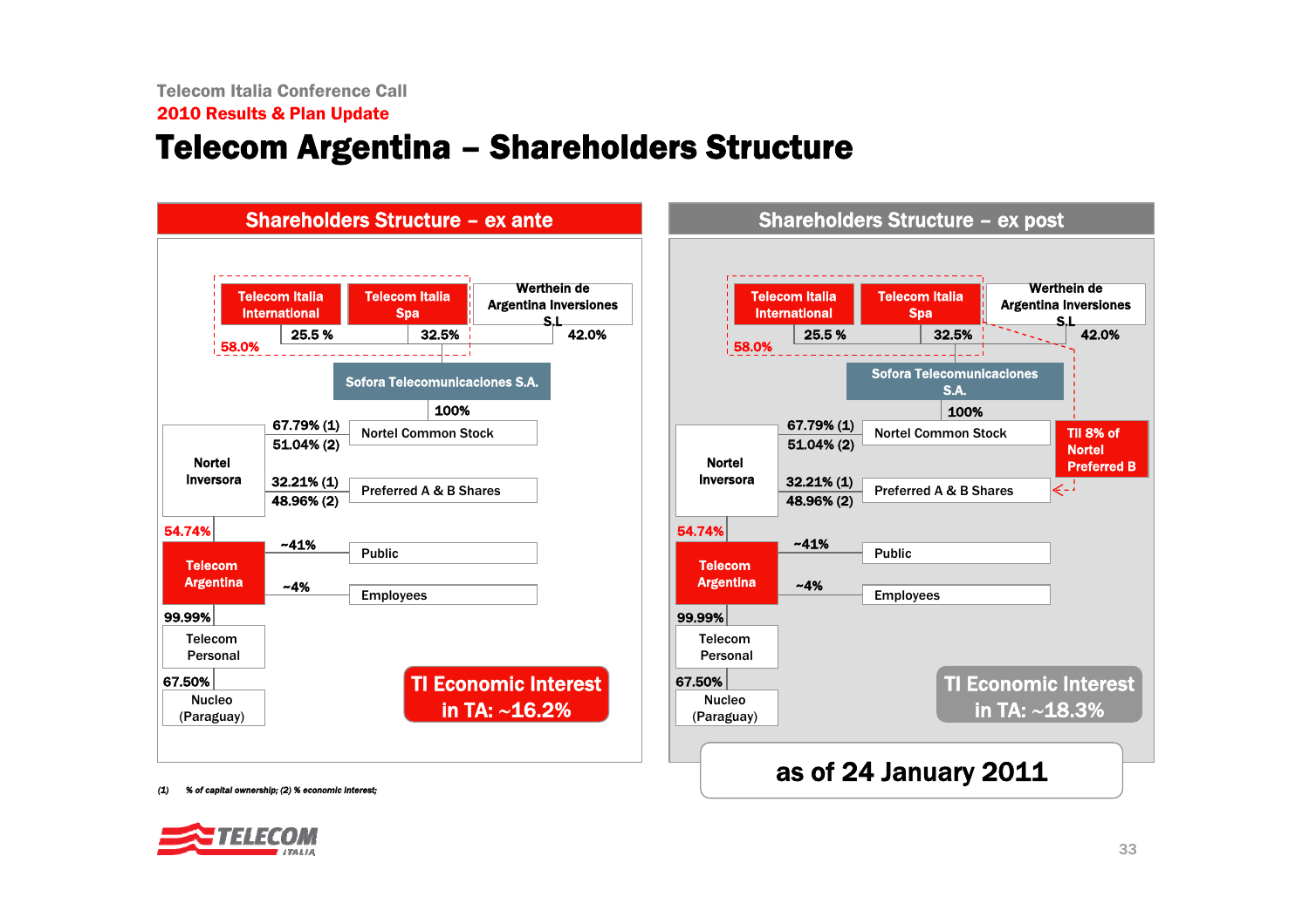# Telecom Argentina – Shareholders Structure

## Shareholders Structure – ex ante

Telecom Italia International

Telecom Italia Spa

Werthein de Argentina Inversiones S.L

25.5 %

32.5%

42.0%

58.0%

Sofora Telecomunicaciones S.A.

100%

67.79% (1)

51.04% (2)

Nortel Common Stock

Nortel Inversora

32.21% (1)

48.96% (2)

Preferred A & B Shares

54.74%

~41%

Public

Telecom Argentina

~4%

Employees

99.99%

Telecom Personal

67.50%

Nucleo (Paraguay)

**TI Economic Interest in TA: ~16.2%**

## Shareholders Structure – ex post

Telecom Italia International

Telecom Italia Spa

Werthein de Argentina Inversiones S.L

25.5 %

32.5%

42.0%

58.0%

Sofora Telecomunicaciones S.A.

100%

67.79% (1)

51.04% (2)

Nortel Common Stock

TII 8% of Nortel Preferred B

Nortel Inversora

32.21% (1)

48.96% (2)

Preferred A & B Shares

54.74%

~41%

Public

Telecom Argentina

~4%

Employees

99.99%

Telecom Personal

67.50%

Nucleo (Paraguay)

**TI Economic Interest in TA: ~18.3%**

**as of 24 January 2011**

*(1) % of capital ownership; (2) % economic interest;*